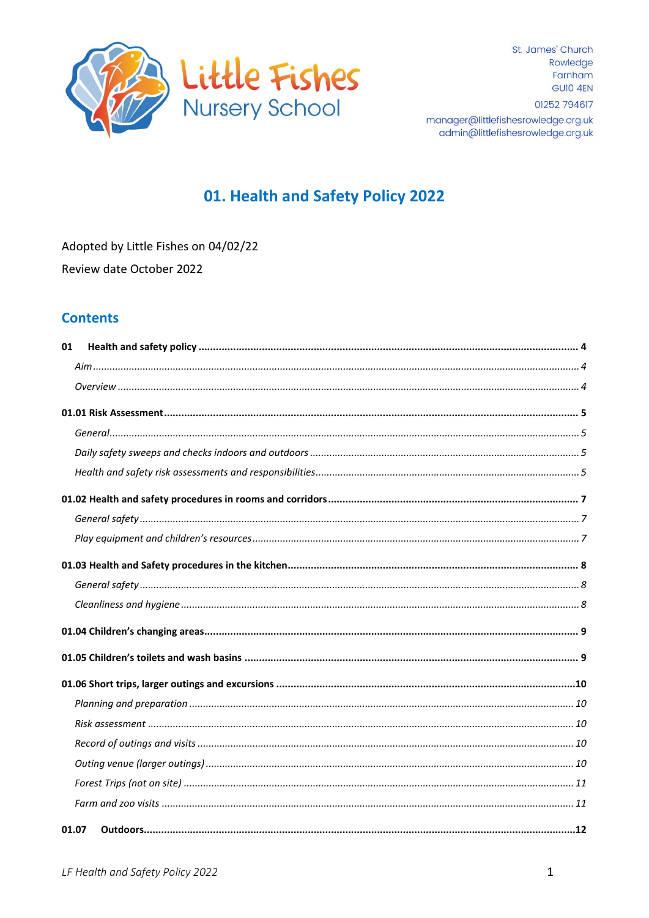Little Fishes Nursery School

St. James' Church
Rowledge
Farnham
GU10 4EN

01252 794617

manager@littlefishesrowledge.org.uk
admin@littlefishesrowledge.org.uk

# 01. Health and Safety Policy 2022

Adopted by Little Fishes on 04/02/22

Review date October 2022

## Contents

**01 Health and safety policy** .......... **4**

*Aim* .......... *4*

*Overview* .......... *4*

**01.01 Risk Assessment** .......... **5**

*General* .......... *5*

*Daily safety sweeps and checks indoors and outdoors* .......... *5*

*Health and safety risk assessments and responsibilities* .......... *5*

**01.02 Health and safety procedures in rooms and corridors** .......... **7**

*General safety* .......... *7*

*Play equipment and children's resources* .......... *7*

**01.03 Health and Safety procedures in the kitchen** .......... **8**

*General safety* .......... *8*

*Cleanliness and hygiene* .......... *8*

**01.04 Children's changing areas** .......... **9**

**01.05 Children's toilets and wash basins** .......... **9**

**01.06 Short trips, larger outings and excursions** .......... **10**

*Planning and preparation* .......... *10*

*Risk assessment* .......... *10*

*Record of outings and visits* .......... *10*

*Outing venue (larger outings)* .......... *10*

*Forest Trips (not on site)* .......... *11*

*Farm and zoo visits* .......... *11*

**01.07 Outdoors** .......... **12**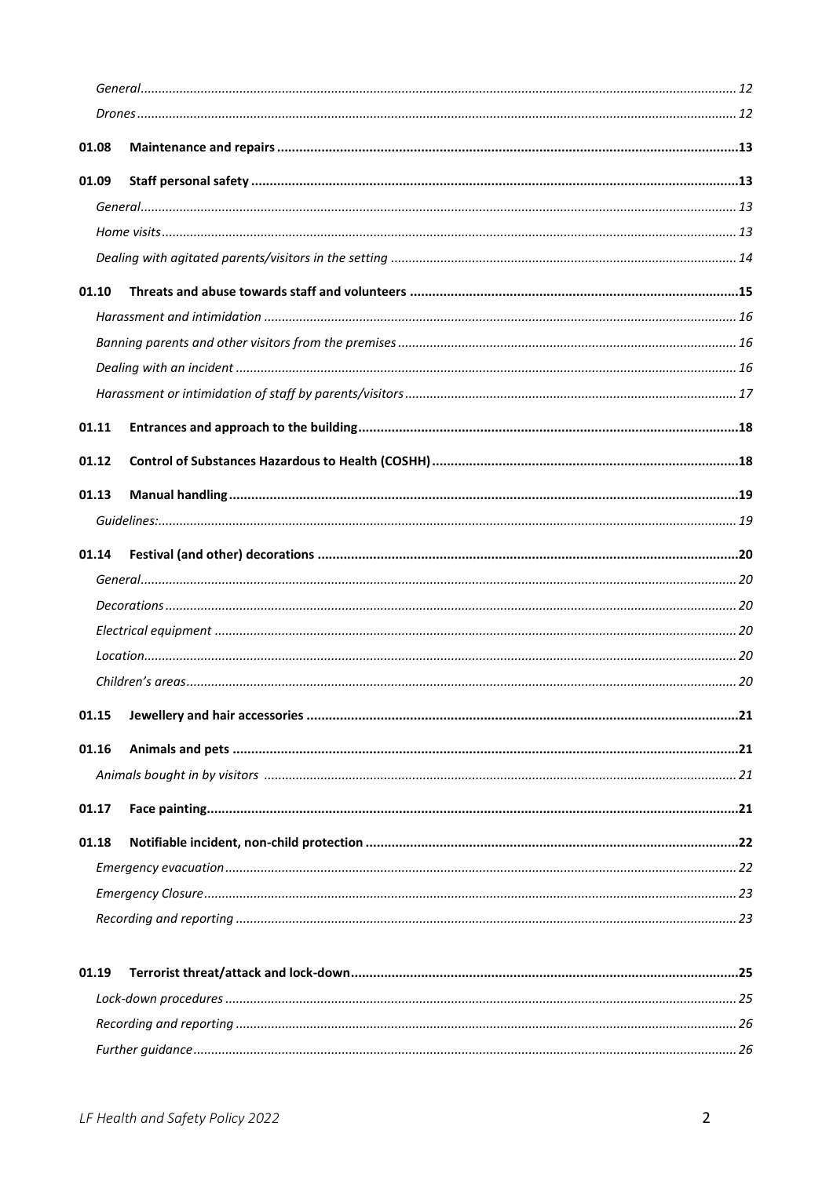*General* ........ 12

*Drones* ........ 12

**01.08 Maintenance and repairs** ........ **13**

**01.09 Staff personal safety** ........ **13**

*General* ........ 13

*Home visits* ........ 13

*Dealing with agitated parents/visitors in the setting* ........ 14

**01.10 Threats and abuse towards staff and volunteers** ........ **15**

*Harassment and intimidation* ........ 16

*Banning parents and other visitors from the premises* ........ 16

*Dealing with an incident* ........ 16

*Harassment or intimidation of staff by parents/visitors* ........ 17

**01.11 Entrances and approach to the building** ........ **18**

**01.12 Control of Substances Hazardous to Health (COSHH)** ........ **18**

**01.13 Manual handling** ........ **19**

*Guidelines:* ........ 19

**01.14 Festival (and other) decorations** ........ **20**

*General* ........ 20

*Decorations* ........ 20

*Electrical equipment* ........ 20

*Location* ........ 20

*Children's areas* ........ 20

**01.15 Jewellery and hair accessories** ........ **21**

**01.16 Animals and pets** ........ **21**

*Animals bought in by visitors* ........ 21

**01.17 Face painting** ........ **21**

**01.18 Notifiable incident, non-child protection** ........ **22**

*Emergency evacuation* ........ 22

*Emergency Closure* ........ 23

*Recording and reporting* ........ 23

**01.19 Terrorist threat/attack and lock-down** ........ **25**

*Lock-down procedures* ........ 25

*Recording and reporting* ........ 26

*Further guidance* ........ 26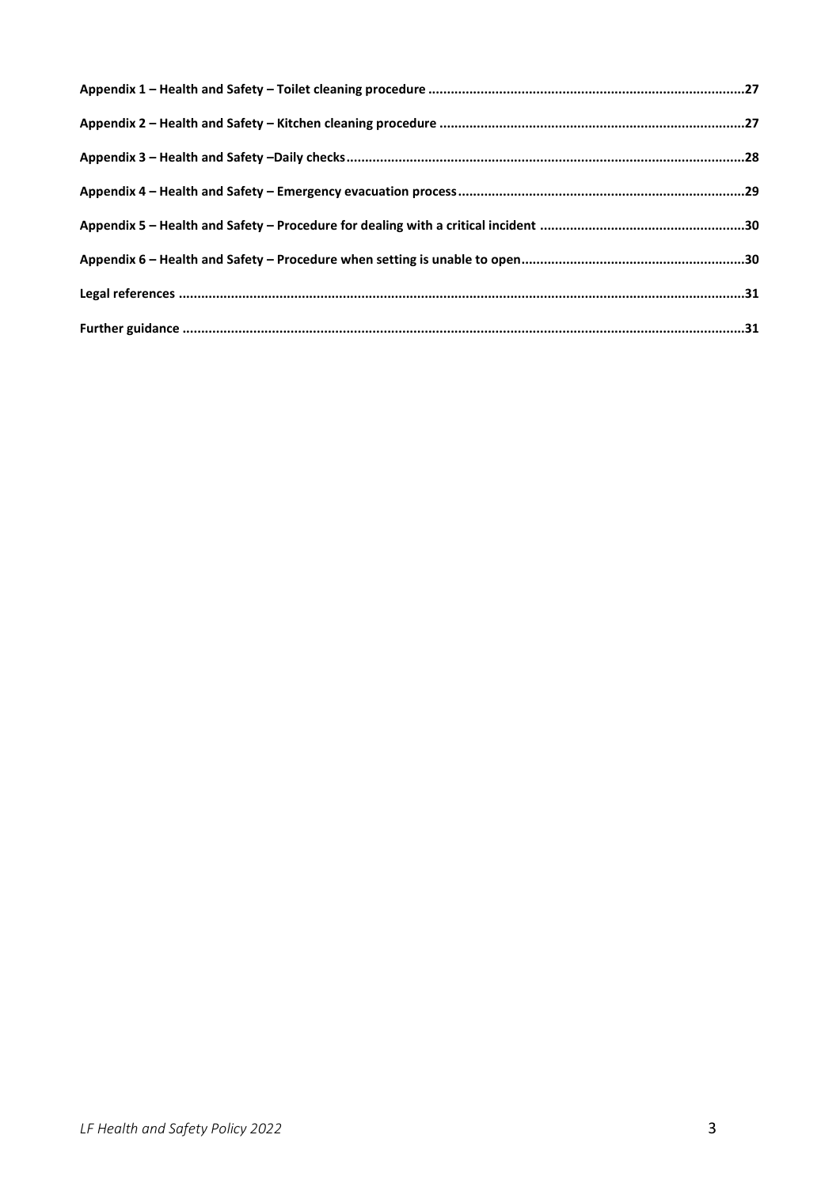**Appendix 1 – Health and Safety – Toilet cleaning procedure ....................................................................................27**

**Appendix 2 – Health and Safety – Kitchen cleaning procedure ..................................................................................27**

**Appendix 3 – Health and Safety –Daily checks...........................................................................................................28**

**Appendix 4 – Health and Safety – Emergency evacuation process.............................................................................29**

**Appendix 5 – Health and Safety – Procedure for dealing with a critical incident .......................................................30**

**Appendix 6 – Health and Safety – Procedure when setting is unable to open............................................................30**

**Legal references .......................................................................................................................................................31**

**Further guidance .......................................................................................................................................................31**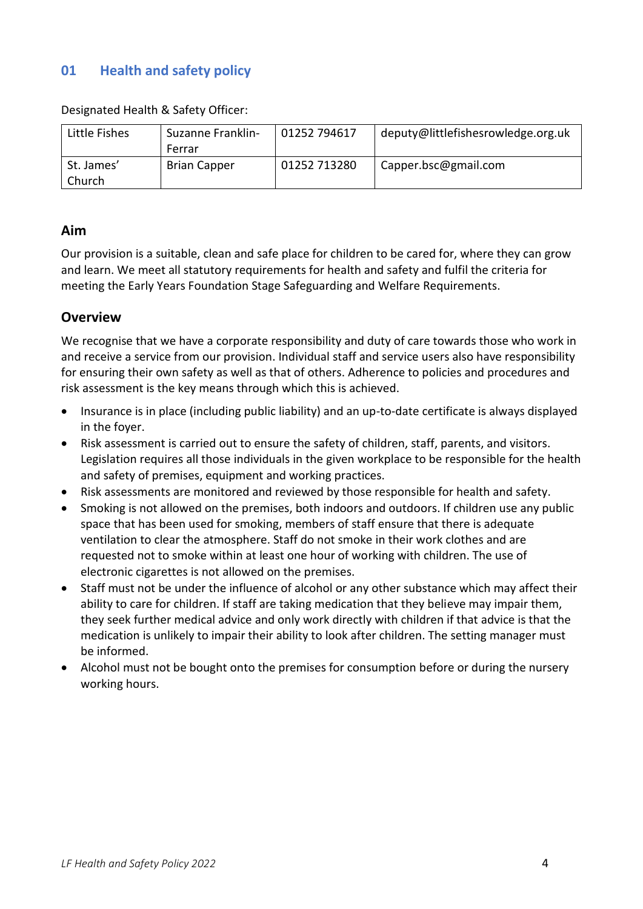## 01 Health and safety policy

Designated Health & Safety Officer:

| Little Fishes | Suzanne Franklin-Ferrar | 01252 794617 | deputy@littlefishesrowledge.org.uk |
|---|---|---|---|
| St. James' Church | Brian Capper | 01252 713280 | Capper.bsc@gmail.com |

### Aim

Our provision is a suitable, clean and safe place for children to be cared for, where they can grow and learn. We meet all statutory requirements for health and safety and fulfil the criteria for meeting the Early Years Foundation Stage Safeguarding and Welfare Requirements.

### Overview

We recognise that we have a corporate responsibility and duty of care towards those who work in and receive a service from our provision. Individual staff and service users also have responsibility for ensuring their own safety as well as that of others. Adherence to policies and procedures and risk assessment is the key means through which this is achieved.

- Insurance is in place (including public liability) and an up-to-date certificate is always displayed in the foyer.
- Risk assessment is carried out to ensure the safety of children, staff, parents, and visitors. Legislation requires all those individuals in the given workplace to be responsible for the health and safety of premises, equipment and working practices.
- Risk assessments are monitored and reviewed by those responsible for health and safety.
- Smoking is not allowed on the premises, both indoors and outdoors. If children use any public space that has been used for smoking, members of staff ensure that there is adequate ventilation to clear the atmosphere. Staff do not smoke in their work clothes and are requested not to smoke within at least one hour of working with children. The use of electronic cigarettes is not allowed on the premises.
- Staff must not be under the influence of alcohol or any other substance which may affect their ability to care for children. If staff are taking medication that they believe may impair them, they seek further medical advice and only work directly with children if that advice is that the medication is unlikely to impair their ability to look after children. The setting manager must be informed.
- Alcohol must not be bought onto the premises for consumption before or during the nursery working hours.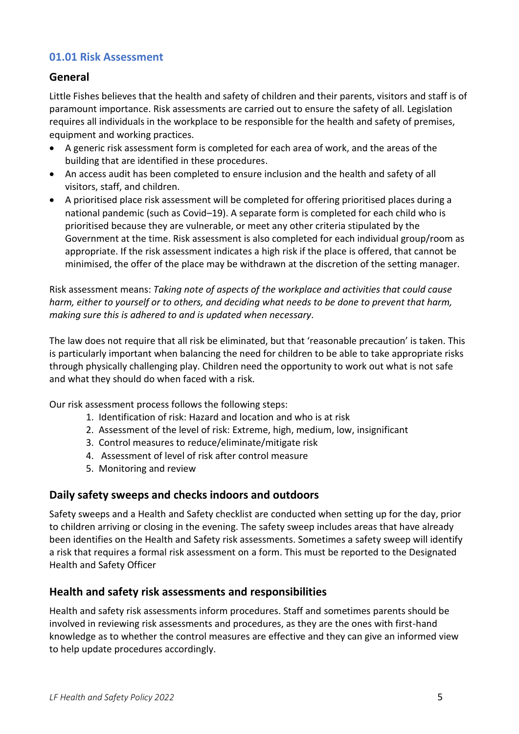## 01.01 Risk Assessment

### General

Little Fishes believes that the health and safety of children and their parents, visitors and staff is of paramount importance. Risk assessments are carried out to ensure the safety of all. Legislation requires all individuals in the workplace to be responsible for the health and safety of premises, equipment and working practices.

- A generic risk assessment form is completed for each area of work, and the areas of the building that are identified in these procedures.
- An access audit has been completed to ensure inclusion and the health and safety of all visitors, staff, and children.
- A prioritised place risk assessment will be completed for offering prioritised places during a national pandemic (such as Covid–19). A separate form is completed for each child who is prioritised because they are vulnerable, or meet any other criteria stipulated by the Government at the time. Risk assessment is also completed for each individual group/room as appropriate. If the risk assessment indicates a high risk if the place is offered, that cannot be minimised, the offer of the place may be withdrawn at the discretion of the setting manager.

Risk assessment means: *Taking note of aspects of the workplace and activities that could cause harm, either to yourself or to others, and deciding what needs to be done to prevent that harm, making sure this is adhered to and is updated when necessary*.

The law does not require that all risk be eliminated, but that 'reasonable precaution' is taken. This is particularly important when balancing the need for children to be able to take appropriate risks through physically challenging play. Children need the opportunity to work out what is not safe and what they should do when faced with a risk.

Our risk assessment process follows the following steps:

1. Identification of risk: Hazard and location and who is at risk
2. Assessment of the level of risk: Extreme, high, medium, low, insignificant
3. Control measures to reduce/eliminate/mitigate risk
4. Assessment of level of risk after control measure
5. Monitoring and review

### Daily safety sweeps and checks indoors and outdoors

Safety sweeps and a Health and Safety checklist are conducted when setting up for the day, prior to children arriving or closing in the evening. The safety sweep includes areas that have already been identifies on the Health and Safety risk assessments. Sometimes a safety sweep will identify a risk that requires a formal risk assessment on a form. This must be reported to the Designated Health and Safety Officer

### Health and safety risk assessments and responsibilities

Health and safety risk assessments inform procedures. Staff and sometimes parents should be involved in reviewing risk assessments and procedures, as they are the ones with first-hand knowledge as to whether the control measures are effective and they can give an informed view to help update procedures accordingly.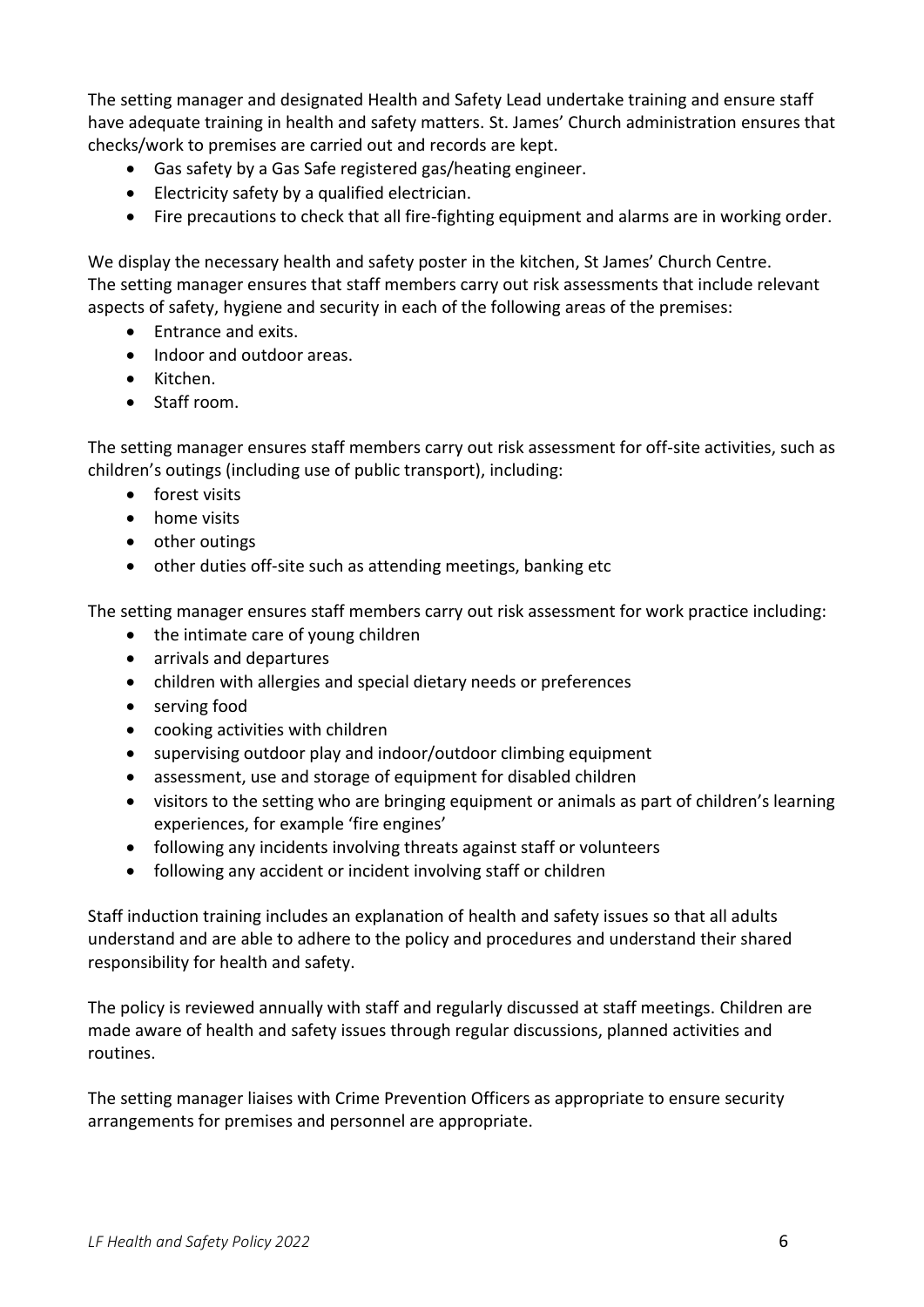The setting manager and designated Health and Safety Lead undertake training and ensure staff have adequate training in health and safety matters. St. James' Church administration ensures that checks/work to premises are carried out and records are kept.

- Gas safety by a Gas Safe registered gas/heating engineer.
- Electricity safety by a qualified electrician.
- Fire precautions to check that all fire-fighting equipment and alarms are in working order.

We display the necessary health and safety poster in the kitchen, St James' Church Centre.
The setting manager ensures that staff members carry out risk assessments that include relevant aspects of safety, hygiene and security in each of the following areas of the premises:

- Entrance and exits.
- Indoor and outdoor areas.
- Kitchen.
- Staff room.

The setting manager ensures staff members carry out risk assessment for off-site activities, such as children's outings (including use of public transport), including:

- forest visits
- home visits
- other outings
- other duties off-site such as attending meetings, banking etc

The setting manager ensures staff members carry out risk assessment for work practice including:

- the intimate care of young children
- arrivals and departures
- children with allergies and special dietary needs or preferences
- serving food
- cooking activities with children
- supervising outdoor play and indoor/outdoor climbing equipment
- assessment, use and storage of equipment for disabled children
- visitors to the setting who are bringing equipment or animals as part of children's learning experiences, for example 'fire engines'
- following any incidents involving threats against staff or volunteers
- following any accident or incident involving staff or children

Staff induction training includes an explanation of health and safety issues so that all adults understand and are able to adhere to the policy and procedures and understand their shared responsibility for health and safety.

The policy is reviewed annually with staff and regularly discussed at staff meetings. Children are made aware of health and safety issues through regular discussions, planned activities and routines.

The setting manager liaises with Crime Prevention Officers as appropriate to ensure security arrangements for premises and personnel are appropriate.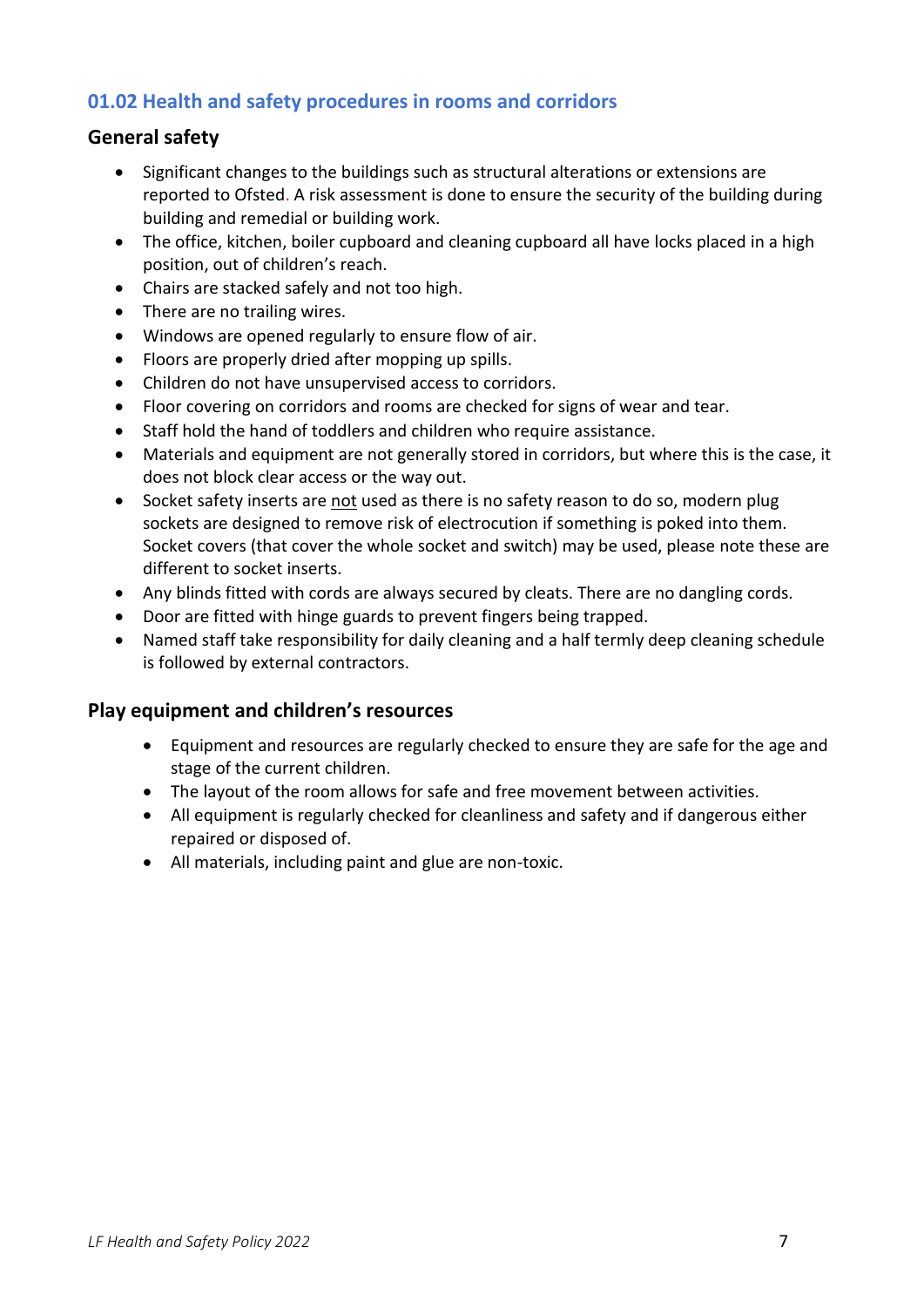## 01.02 Health and safety procedures in rooms and corridors

### General safety

- Significant changes to the buildings such as structural alterations or extensions are reported to Ofsted. A risk assessment is done to ensure the security of the building during building and remedial or building work.
- The office, kitchen, boiler cupboard and cleaning cupboard all have locks placed in a high position, out of children's reach.
- Chairs are stacked safely and not too high.
- There are no trailing wires.
- Windows are opened regularly to ensure flow of air.
- Floors are properly dried after mopping up spills.
- Children do not have unsupervised access to corridors.
- Floor covering on corridors and rooms are checked for signs of wear and tear.
- Staff hold the hand of toddlers and children who require assistance.
- Materials and equipment are not generally stored in corridors, but where this is the case, it does not block clear access or the way out.
- Socket safety inserts are not used as there is no safety reason to do so, modern plug sockets are designed to remove risk of electrocution if something is poked into them. Socket covers (that cover the whole socket and switch) may be used, please note these are different to socket inserts.
- Any blinds fitted with cords are always secured by cleats. There are no dangling cords.
- Door are fitted with hinge guards to prevent fingers being trapped.
- Named staff take responsibility for daily cleaning and a half termly deep cleaning schedule is followed by external contractors.

### Play equipment and children's resources

- Equipment and resources are regularly checked to ensure they are safe for the age and stage of the current children.
- The layout of the room allows for safe and free movement between activities.
- All equipment is regularly checked for cleanliness and safety and if dangerous either repaired or disposed of.
- All materials, including paint and glue are non-toxic.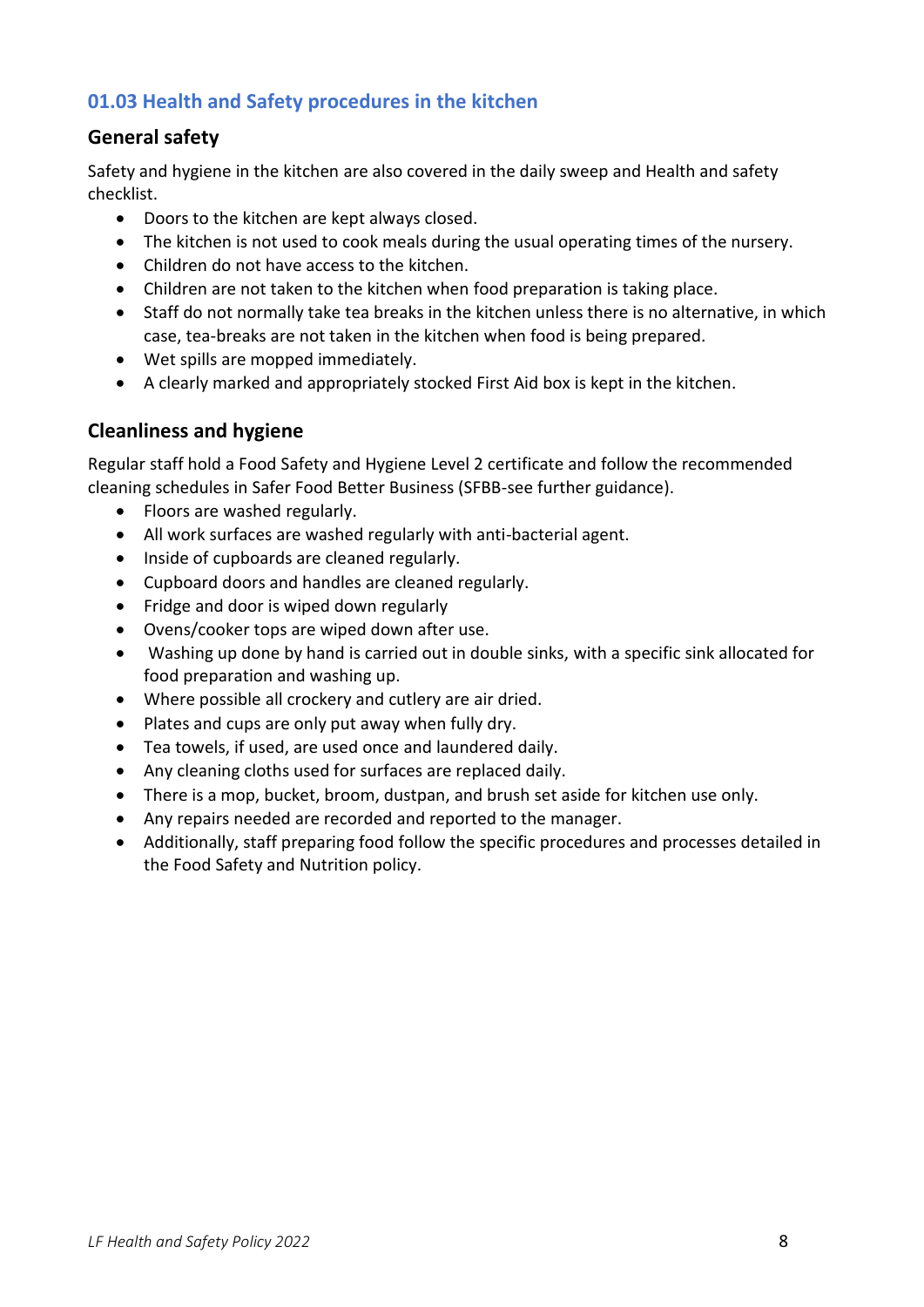## 01.03 Health and Safety procedures in the kitchen

### General safety

Safety and hygiene in the kitchen are also covered in the daily sweep and Health and safety checklist.

- Doors to the kitchen are kept always closed.
- The kitchen is not used to cook meals during the usual operating times of the nursery.
- Children do not have access to the kitchen.
- Children are not taken to the kitchen when food preparation is taking place.
- Staff do not normally take tea breaks in the kitchen unless there is no alternative, in which case, tea-breaks are not taken in the kitchen when food is being prepared.
- Wet spills are mopped immediately.
- A clearly marked and appropriately stocked First Aid box is kept in the kitchen.

### Cleanliness and hygiene

Regular staff hold a Food Safety and Hygiene Level 2 certificate and follow the recommended cleaning schedules in Safer Food Better Business (SFBB-see further guidance).

- Floors are washed regularly.
- All work surfaces are washed regularly with anti-bacterial agent.
- Inside of cupboards are cleaned regularly.
- Cupboard doors and handles are cleaned regularly.
- Fridge and door is wiped down regularly
- Ovens/cooker tops are wiped down after use.
- Washing up done by hand is carried out in double sinks, with a specific sink allocated for food preparation and washing up.
- Where possible all crockery and cutlery are air dried.
- Plates and cups are only put away when fully dry.
- Tea towels, if used, are used once and laundered daily.
- Any cleaning cloths used for surfaces are replaced daily.
- There is a mop, bucket, broom, dustpan, and brush set aside for kitchen use only.
- Any repairs needed are recorded and reported to the manager.
- Additionally, staff preparing food follow the specific procedures and processes detailed in the Food Safety and Nutrition policy.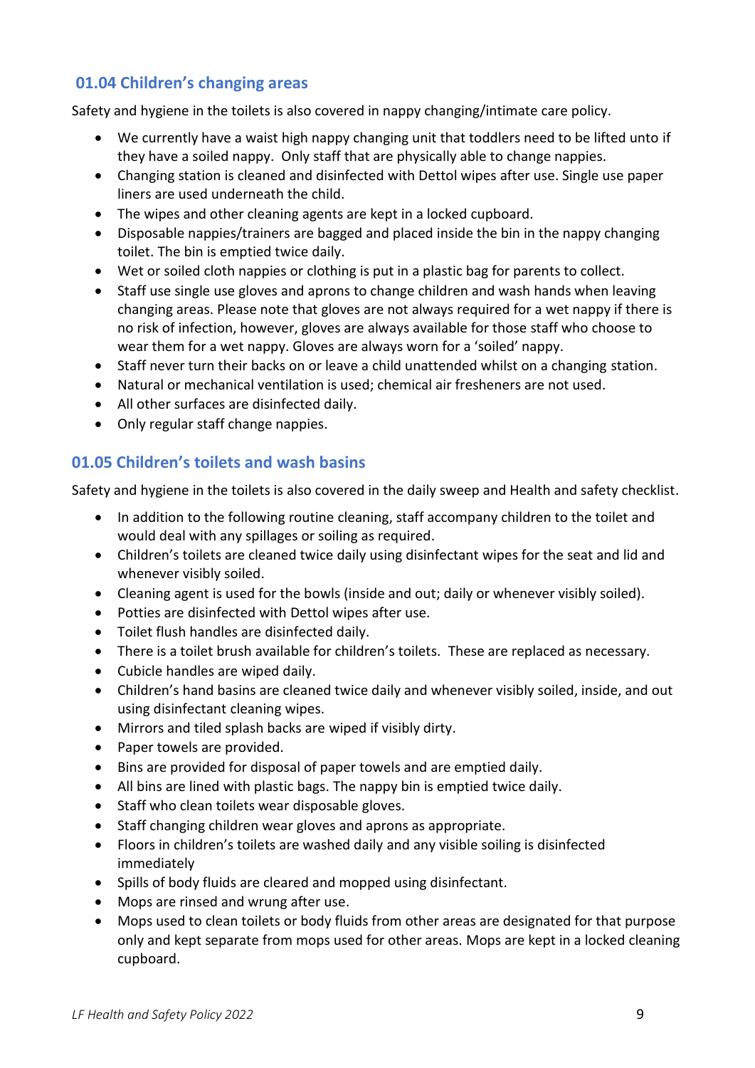## 01.04 Children's changing areas

Safety and hygiene in the toilets is also covered in nappy changing/intimate care policy.

- We currently have a waist high nappy changing unit that toddlers need to be lifted unto if they have a soiled nappy. Only staff that are physically able to change nappies.
- Changing station is cleaned and disinfected with Dettol wipes after use. Single use paper liners are used underneath the child.
- The wipes and other cleaning agents are kept in a locked cupboard.
- Disposable nappies/trainers are bagged and placed inside the bin in the nappy changing toilet. The bin is emptied twice daily.
- Wet or soiled cloth nappies or clothing is put in a plastic bag for parents to collect.
- Staff use single use gloves and aprons to change children and wash hands when leaving changing areas. Please note that gloves are not always required for a wet nappy if there is no risk of infection, however, gloves are always available for those staff who choose to wear them for a wet nappy. Gloves are always worn for a 'soiled' nappy.
- Staff never turn their backs on or leave a child unattended whilst on a changing station.
- Natural or mechanical ventilation is used; chemical air fresheners are not used.
- All other surfaces are disinfected daily.
- Only regular staff change nappies.

## 01.05 Children's toilets and wash basins

Safety and hygiene in the toilets is also covered in the daily sweep and Health and safety checklist.

- In addition to the following routine cleaning, staff accompany children to the toilet and would deal with any spillages or soiling as required.
- Children's toilets are cleaned twice daily using disinfectant wipes for the seat and lid and whenever visibly soiled.
- Cleaning agent is used for the bowls (inside and out; daily or whenever visibly soiled).
- Potties are disinfected with Dettol wipes after use.
- Toilet flush handles are disinfected daily.
- There is a toilet brush available for children's toilets. These are replaced as necessary.
- Cubicle handles are wiped daily.
- Children's hand basins are cleaned twice daily and whenever visibly soiled, inside, and out using disinfectant cleaning wipes.
- Mirrors and tiled splash backs are wiped if visibly dirty.
- Paper towels are provided.
- Bins are provided for disposal of paper towels and are emptied daily.
- All bins are lined with plastic bags. The nappy bin is emptied twice daily.
- Staff who clean toilets wear disposable gloves.
- Staff changing children wear gloves and aprons as appropriate.
- Floors in children's toilets are washed daily and any visible soiling is disinfected immediately
- Spills of body fluids are cleared and mopped using disinfectant.
- Mops are rinsed and wrung after use.
- Mops used to clean toilets or body fluids from other areas are designated for that purpose only and kept separate from mops used for other areas. Mops are kept in a locked cleaning cupboard.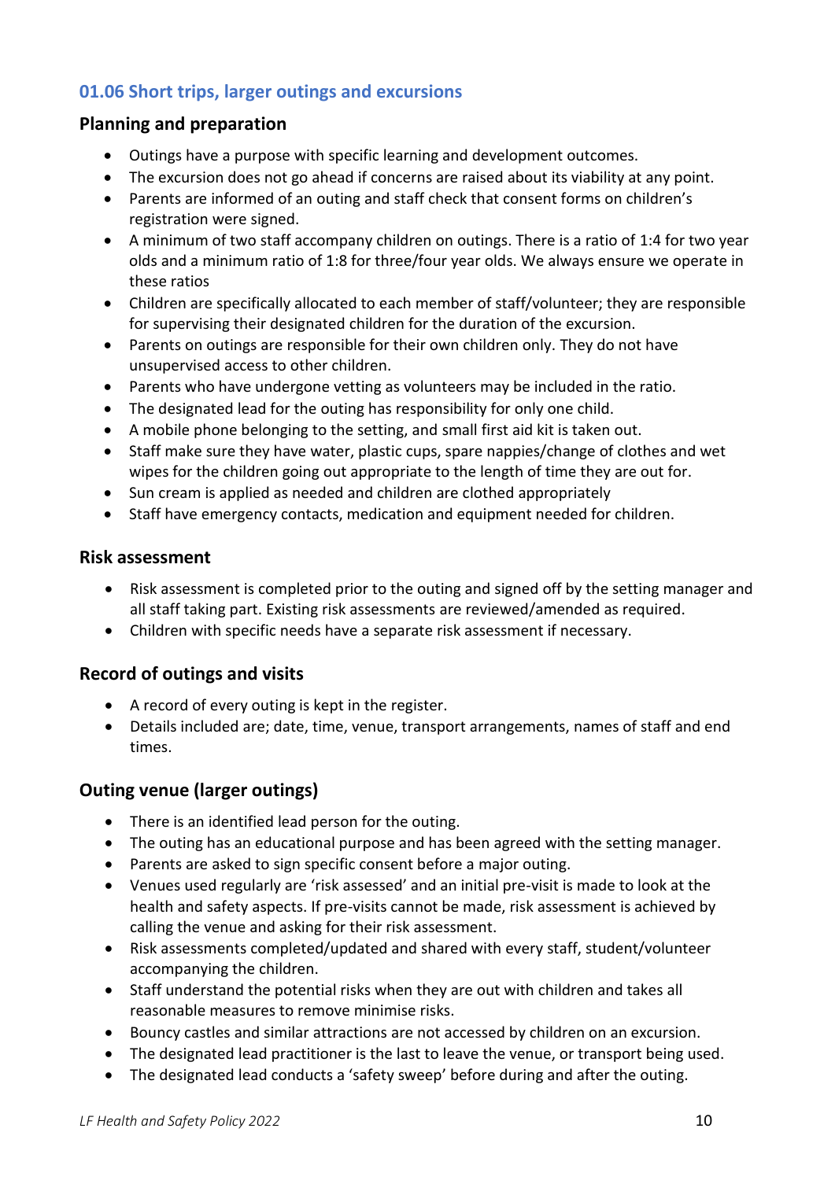## 01.06 Short trips, larger outings and excursions

### Planning and preparation

- Outings have a purpose with specific learning and development outcomes.
- The excursion does not go ahead if concerns are raised about its viability at any point.
- Parents are informed of an outing and staff check that consent forms on children's registration were signed.
- A minimum of two staff accompany children on outings. There is a ratio of 1:4 for two year olds and a minimum ratio of 1:8 for three/four year olds. We always ensure we operate in these ratios
- Children are specifically allocated to each member of staff/volunteer; they are responsible for supervising their designated children for the duration of the excursion.
- Parents on outings are responsible for their own children only. They do not have unsupervised access to other children.
- Parents who have undergone vetting as volunteers may be included in the ratio.
- The designated lead for the outing has responsibility for only one child.
- A mobile phone belonging to the setting, and small first aid kit is taken out.
- Staff make sure they have water, plastic cups, spare nappies/change of clothes and wet wipes for the children going out appropriate to the length of time they are out for.
- Sun cream is applied as needed and children are clothed appropriately
- Staff have emergency contacts, medication and equipment needed for children.

### Risk assessment

- Risk assessment is completed prior to the outing and signed off by the setting manager and all staff taking part. Existing risk assessments are reviewed/amended as required.
- Children with specific needs have a separate risk assessment if necessary.

### Record of outings and visits

- A record of every outing is kept in the register.
- Details included are; date, time, venue, transport arrangements, names of staff and end times.

### Outing venue (larger outings)

- There is an identified lead person for the outing.
- The outing has an educational purpose and has been agreed with the setting manager.
- Parents are asked to sign specific consent before a major outing.
- Venues used regularly are 'risk assessed' and an initial pre-visit is made to look at the health and safety aspects. If pre-visits cannot be made, risk assessment is achieved by calling the venue and asking for their risk assessment.
- Risk assessments completed/updated and shared with every staff, student/volunteer accompanying the children.
- Staff understand the potential risks when they are out with children and takes all reasonable measures to remove minimise risks.
- Bouncy castles and similar attractions are not accessed by children on an excursion.
- The designated lead practitioner is the last to leave the venue, or transport being used.
- The designated lead conducts a 'safety sweep' before during and after the outing.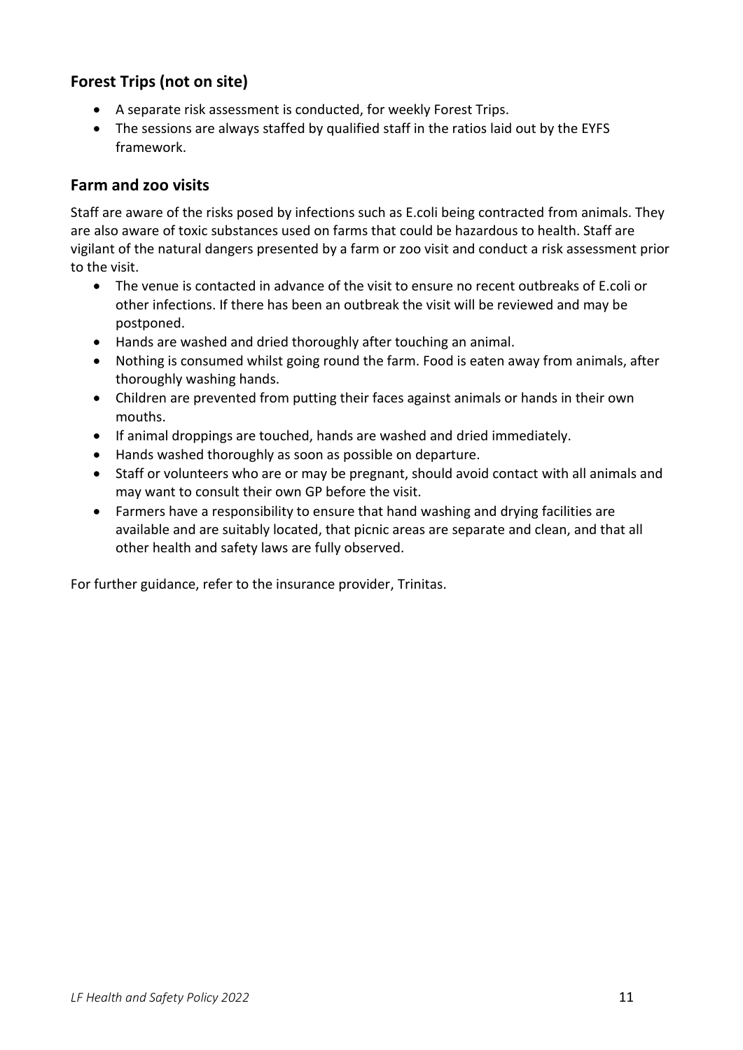## Forest Trips (not on site)

- A separate risk assessment is conducted, for weekly Forest Trips.
- The sessions are always staffed by qualified staff in the ratios laid out by the EYFS framework.

## Farm and zoo visits

Staff are aware of the risks posed by infections such as E.coli being contracted from animals. They are also aware of toxic substances used on farms that could be hazardous to health. Staff are vigilant of the natural dangers presented by a farm or zoo visit and conduct a risk assessment prior to the visit.

- The venue is contacted in advance of the visit to ensure no recent outbreaks of E.coli or other infections. If there has been an outbreak the visit will be reviewed and may be postponed.
- Hands are washed and dried thoroughly after touching an animal.
- Nothing is consumed whilst going round the farm. Food is eaten away from animals, after thoroughly washing hands.
- Children are prevented from putting their faces against animals or hands in their own mouths.
- If animal droppings are touched, hands are washed and dried immediately.
- Hands washed thoroughly as soon as possible on departure.
- Staff or volunteers who are or may be pregnant, should avoid contact with all animals and may want to consult their own GP before the visit.
- Farmers have a responsibility to ensure that hand washing and drying facilities are available and are suitably located, that picnic areas are separate and clean, and that all other health and safety laws are fully observed.

For further guidance, refer to the insurance provider, Trinitas.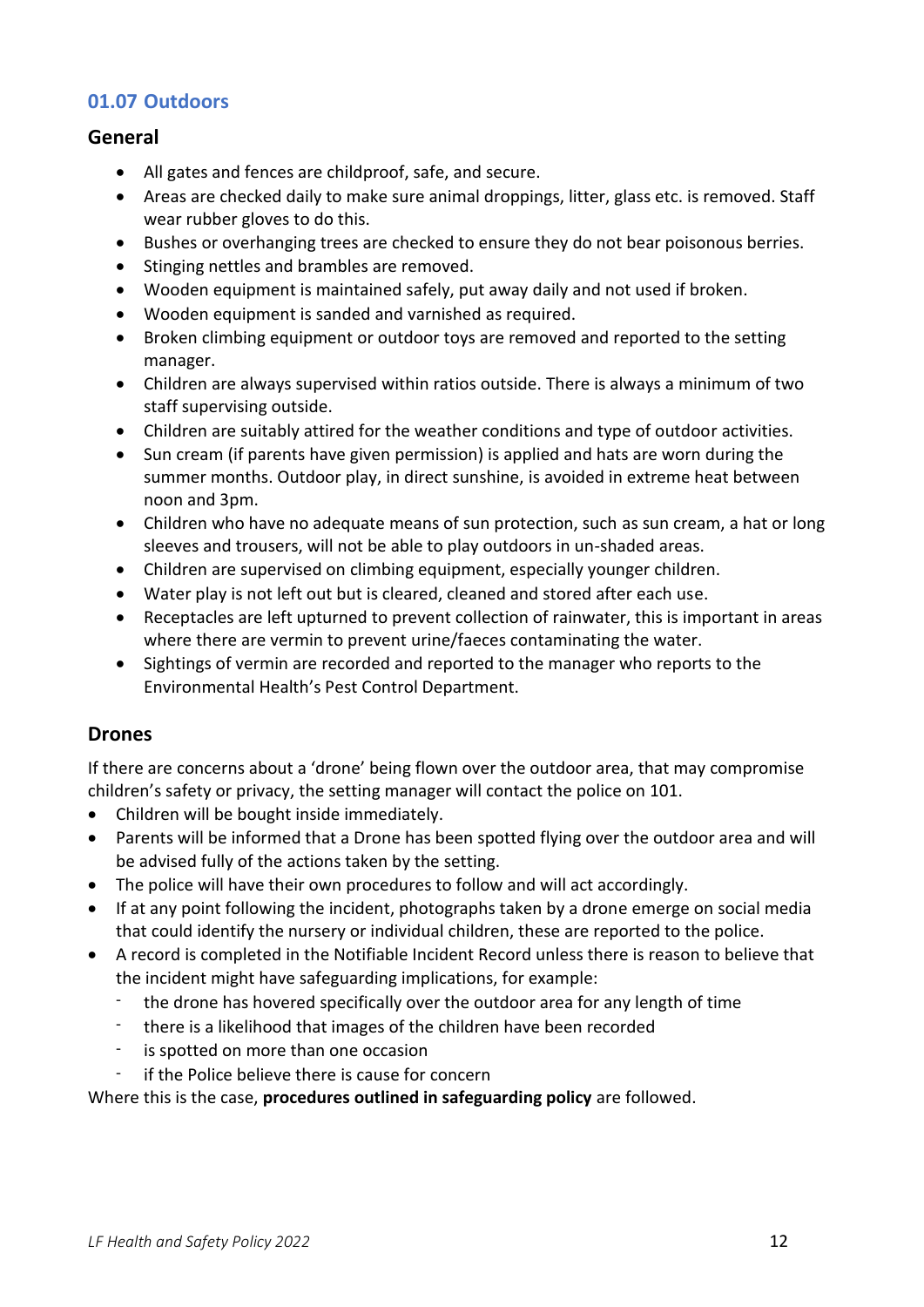## 01.07 Outdoors

### General

- All gates and fences are childproof, safe, and secure.
- Areas are checked daily to make sure animal droppings, litter, glass etc. is removed. Staff wear rubber gloves to do this.
- Bushes or overhanging trees are checked to ensure they do not bear poisonous berries.
- Stinging nettles and brambles are removed.
- Wooden equipment is maintained safely, put away daily and not used if broken.
- Wooden equipment is sanded and varnished as required.
- Broken climbing equipment or outdoor toys are removed and reported to the setting manager.
- Children are always supervised within ratios outside. There is always a minimum of two staff supervising outside.
- Children are suitably attired for the weather conditions and type of outdoor activities.
- Sun cream (if parents have given permission) is applied and hats are worn during the summer months. Outdoor play, in direct sunshine, is avoided in extreme heat between noon and 3pm.
- Children who have no adequate means of sun protection, such as sun cream, a hat or long sleeves and trousers, will not be able to play outdoors in un-shaded areas.
- Children are supervised on climbing equipment, especially younger children.
- Water play is not left out but is cleared, cleaned and stored after each use.
- Receptacles are left upturned to prevent collection of rainwater, this is important in areas where there are vermin to prevent urine/faeces contaminating the water.
- Sightings of vermin are recorded and reported to the manager who reports to the Environmental Health's Pest Control Department.

### Drones

If there are concerns about a 'drone' being flown over the outdoor area, that may compromise children's safety or privacy, the setting manager will contact the police on 101.

- Children will be bought inside immediately.
- Parents will be informed that a Drone has been spotted flying over the outdoor area and will be advised fully of the actions taken by the setting.
- The police will have their own procedures to follow and will act accordingly.
- If at any point following the incident, photographs taken by a drone emerge on social media that could identify the nursery or individual children, these are reported to the police.
- A record is completed in the Notifiable Incident Record unless there is reason to believe that the incident might have safeguarding implications, for example:
  - the drone has hovered specifically over the outdoor area for any length of time
  - there is a likelihood that images of the children have been recorded
  - is spotted on more than one occasion
  - if the Police believe there is cause for concern

Where this is the case, **procedures outlined in safeguarding policy** are followed.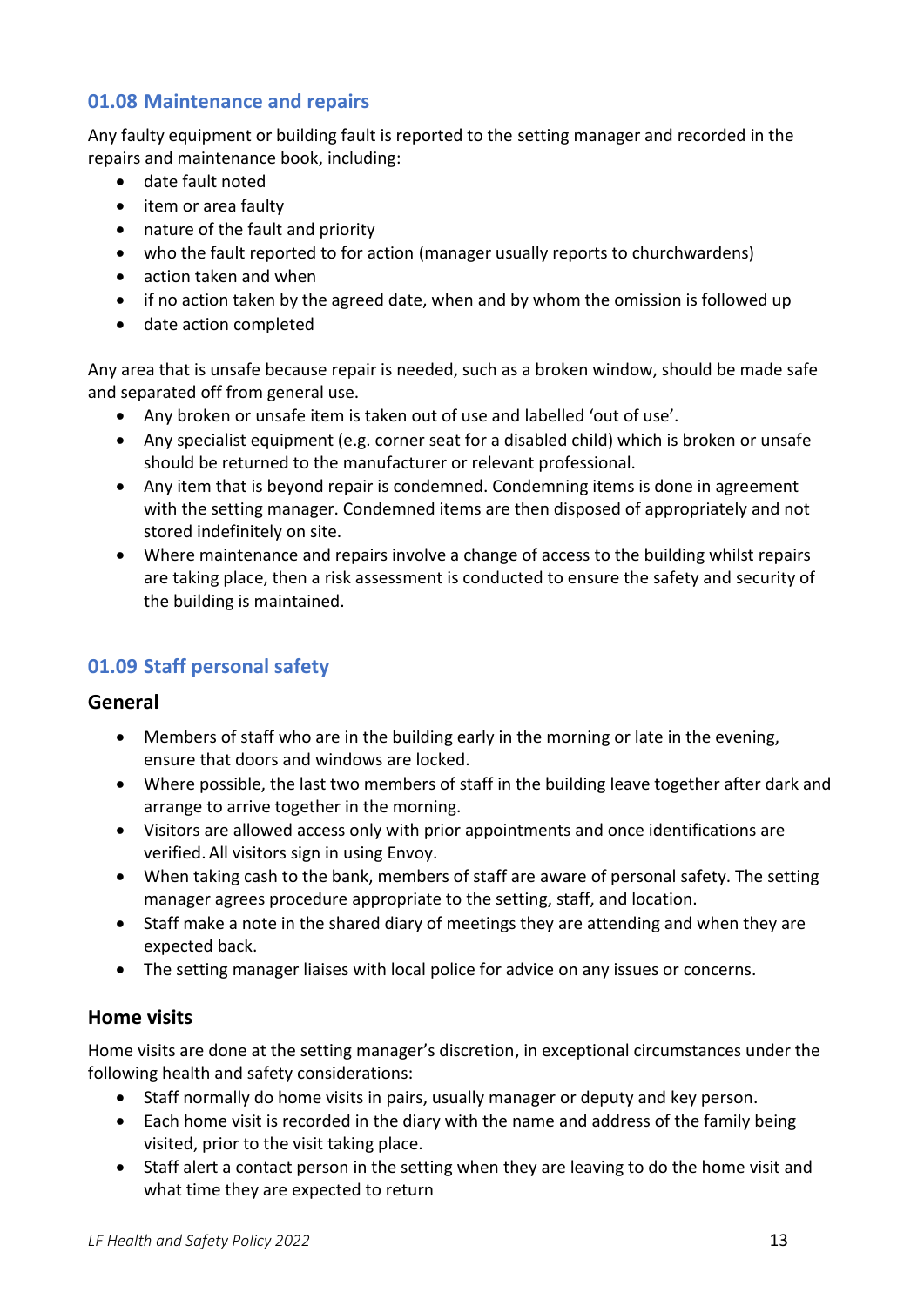## 01.08 Maintenance and repairs

Any faulty equipment or building fault is reported to the setting manager and recorded in the repairs and maintenance book, including:

- date fault noted
- item or area faulty
- nature of the fault and priority
- who the fault reported to for action (manager usually reports to churchwardens)
- action taken and when
- if no action taken by the agreed date, when and by whom the omission is followed up
- date action completed

Any area that is unsafe because repair is needed, such as a broken window, should be made safe and separated off from general use.

- Any broken or unsafe item is taken out of use and labelled 'out of use'.
- Any specialist equipment (e.g. corner seat for a disabled child) which is broken or unsafe should be returned to the manufacturer or relevant professional.
- Any item that is beyond repair is condemned. Condemning items is done in agreement with the setting manager. Condemned items are then disposed of appropriately and not stored indefinitely on site.
- Where maintenance and repairs involve a change of access to the building whilst repairs are taking place, then a risk assessment is conducted to ensure the safety and security of the building is maintained.

## 01.09 Staff personal safety

### General

- Members of staff who are in the building early in the morning or late in the evening, ensure that doors and windows are locked.
- Where possible, the last two members of staff in the building leave together after dark and arrange to arrive together in the morning.
- Visitors are allowed access only with prior appointments and once identifications are verified. All visitors sign in using Envoy.
- When taking cash to the bank, members of staff are aware of personal safety. The setting manager agrees procedure appropriate to the setting, staff, and location.
- Staff make a note in the shared diary of meetings they are attending and when they are expected back.
- The setting manager liaises with local police for advice on any issues or concerns.

### Home visits

Home visits are done at the setting manager's discretion, in exceptional circumstances under the following health and safety considerations:

- Staff normally do home visits in pairs, usually manager or deputy and key person.
- Each home visit is recorded in the diary with the name and address of the family being visited, prior to the visit taking place.
- Staff alert a contact person in the setting when they are leaving to do the home visit and what time they are expected to return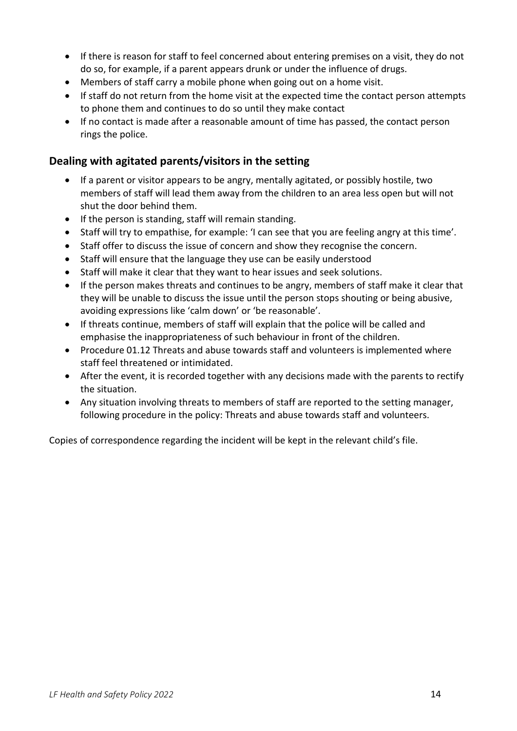- If there is reason for staff to feel concerned about entering premises on a visit, they do not do so, for example, if a parent appears drunk or under the influence of drugs.
- Members of staff carry a mobile phone when going out on a home visit.
- If staff do not return from the home visit at the expected time the contact person attempts to phone them and continues to do so until they make contact
- If no contact is made after a reasonable amount of time has passed, the contact person rings the police.

## Dealing with agitated parents/visitors in the setting

- If a parent or visitor appears to be angry, mentally agitated, or possibly hostile, two members of staff will lead them away from the children to an area less open but will not shut the door behind them.
- If the person is standing, staff will remain standing.
- Staff will try to empathise, for example: 'I can see that you are feeling angry at this time'.
- Staff offer to discuss the issue of concern and show they recognise the concern.
- Staff will ensure that the language they use can be easily understood
- Staff will make it clear that they want to hear issues and seek solutions.
- If the person makes threats and continues to be angry, members of staff make it clear that they will be unable to discuss the issue until the person stops shouting or being abusive, avoiding expressions like 'calm down' or 'be reasonable'.
- If threats continue, members of staff will explain that the police will be called and emphasise the inappropriateness of such behaviour in front of the children.
- Procedure 01.12 Threats and abuse towards staff and volunteers is implemented where staff feel threatened or intimidated.
- After the event, it is recorded together with any decisions made with the parents to rectify the situation.
- Any situation involving threats to members of staff are reported to the setting manager, following procedure in the policy: Threats and abuse towards staff and volunteers.

Copies of correspondence regarding the incident will be kept in the relevant child's file.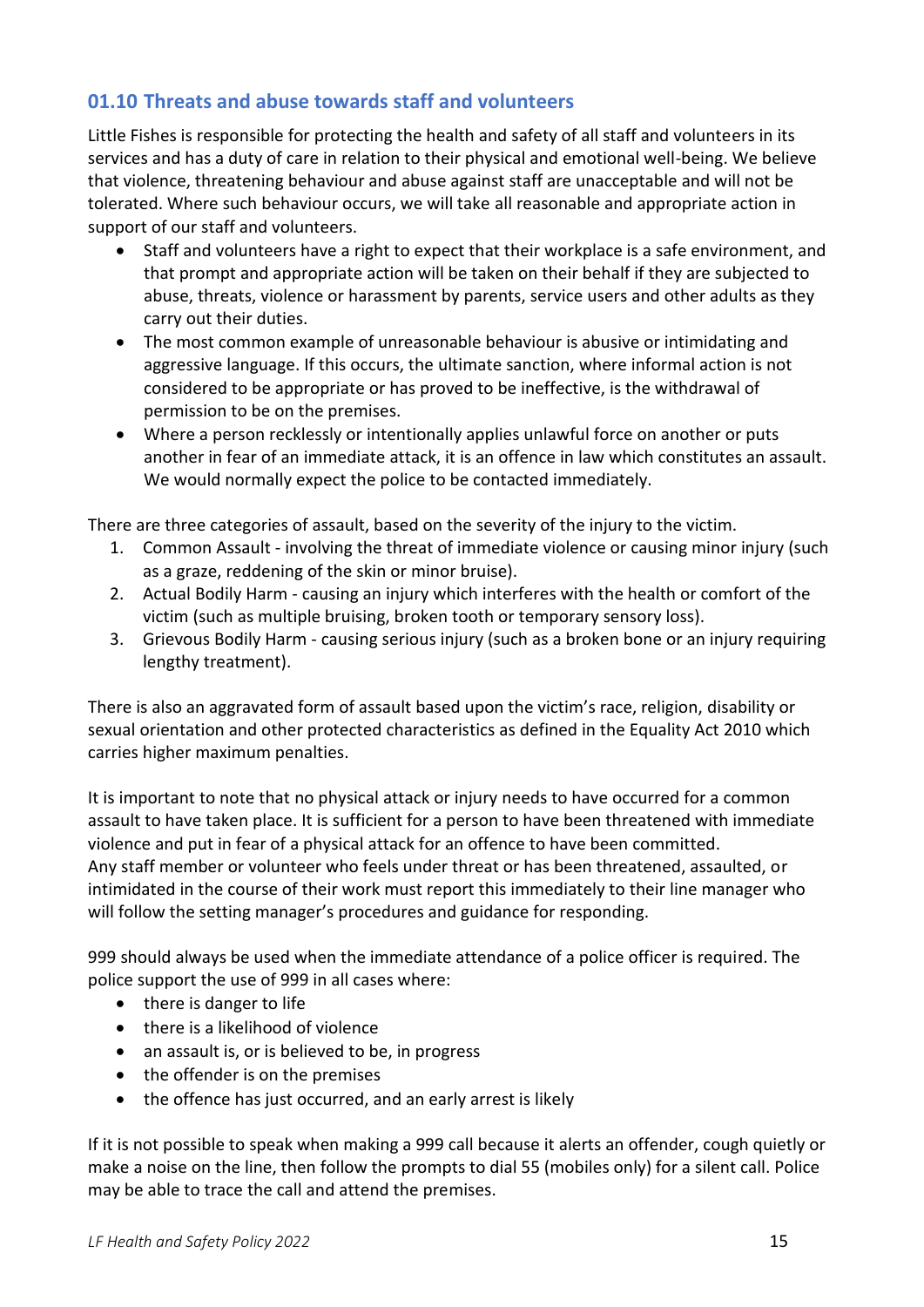## 01.10 Threats and abuse towards staff and volunteers

Little Fishes is responsible for protecting the health and safety of all staff and volunteers in its services and has a duty of care in relation to their physical and emotional well-being. We believe that violence, threatening behaviour and abuse against staff are unacceptable and will not be tolerated. Where such behaviour occurs, we will take all reasonable and appropriate action in support of our staff and volunteers.

- Staff and volunteers have a right to expect that their workplace is a safe environment, and that prompt and appropriate action will be taken on their behalf if they are subjected to abuse, threats, violence or harassment by parents, service users and other adults as they carry out their duties.
- The most common example of unreasonable behaviour is abusive or intimidating and aggressive language. If this occurs, the ultimate sanction, where informal action is not considered to be appropriate or has proved to be ineffective, is the withdrawal of permission to be on the premises.
- Where a person recklessly or intentionally applies unlawful force on another or puts another in fear of an immediate attack, it is an offence in law which constitutes an assault. We would normally expect the police to be contacted immediately.

There are three categories of assault, based on the severity of the injury to the victim.

1. Common Assault - involving the threat of immediate violence or causing minor injury (such as a graze, reddening of the skin or minor bruise).
2. Actual Bodily Harm - causing an injury which interferes with the health or comfort of the victim (such as multiple bruising, broken tooth or temporary sensory loss).
3. Grievous Bodily Harm - causing serious injury (such as a broken bone or an injury requiring lengthy treatment).

There is also an aggravated form of assault based upon the victim's race, religion, disability or sexual orientation and other protected characteristics as defined in the Equality Act 2010 which carries higher maximum penalties.

It is important to note that no physical attack or injury needs to have occurred for a common assault to have taken place. It is sufficient for a person to have been threatened with immediate violence and put in fear of a physical attack for an offence to have been committed. Any staff member or volunteer who feels under threat or has been threatened, assaulted, or intimidated in the course of their work must report this immediately to their line manager who will follow the setting manager's procedures and guidance for responding.

999 should always be used when the immediate attendance of a police officer is required. The police support the use of 999 in all cases where:

- there is danger to life
- there is a likelihood of violence
- an assault is, or is believed to be, in progress
- the offender is on the premises
- the offence has just occurred, and an early arrest is likely

If it is not possible to speak when making a 999 call because it alerts an offender, cough quietly or make a noise on the line, then follow the prompts to dial 55 (mobiles only) for a silent call. Police may be able to trace the call and attend the premises.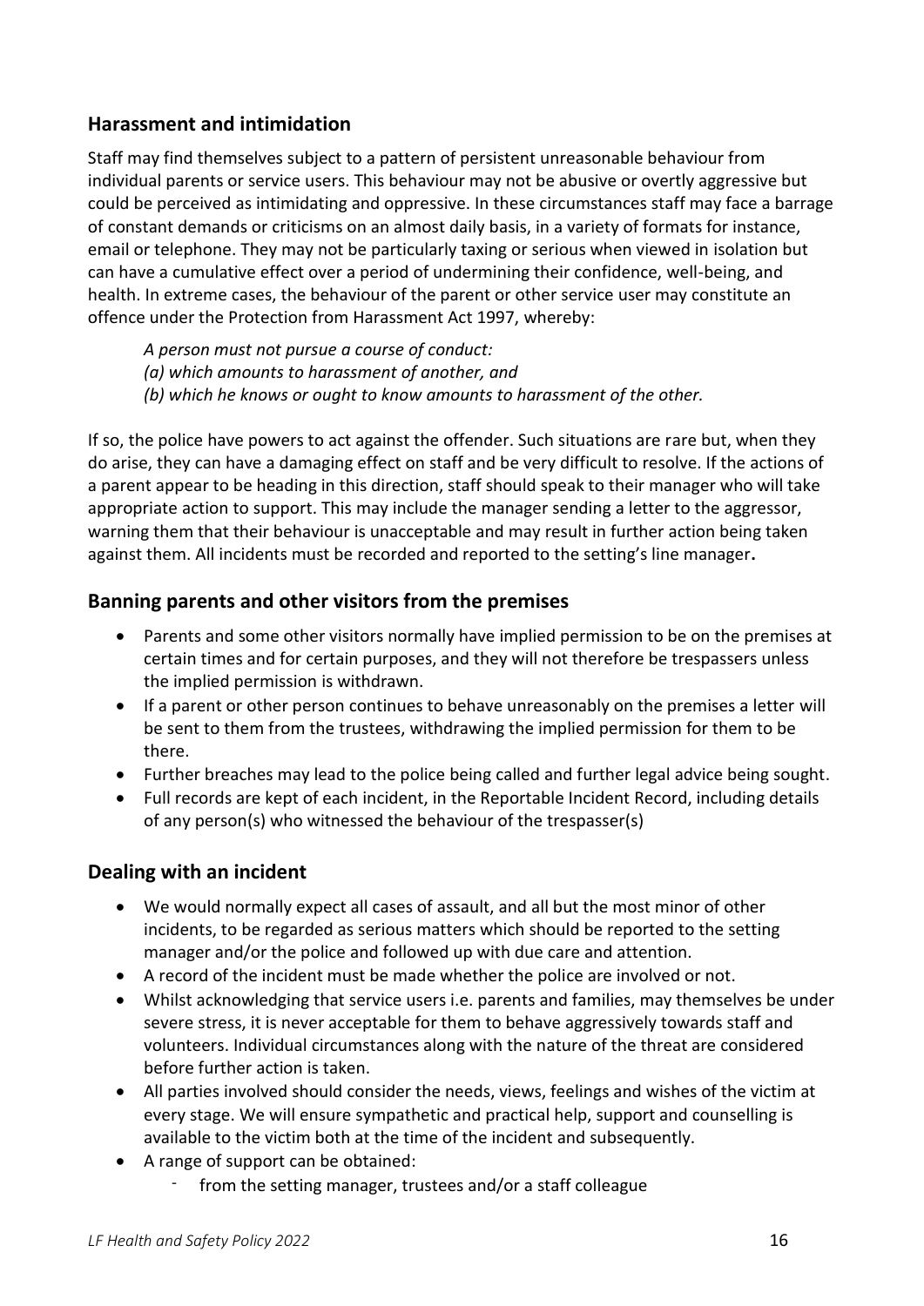## Harassment and intimidation

Staff may find themselves subject to a pattern of persistent unreasonable behaviour from individual parents or service users. This behaviour may not be abusive or overtly aggressive but could be perceived as intimidating and oppressive. In these circumstances staff may face a barrage of constant demands or criticisms on an almost daily basis, in a variety of formats for instance, email or telephone. They may not be particularly taxing or serious when viewed in isolation but can have a cumulative effect over a period of undermining their confidence, well-being, and health. In extreme cases, the behaviour of the parent or other service user may constitute an offence under the Protection from Harassment Act 1997, whereby:

> *A person must not pursue a course of conduct:*
> *(a) which amounts to harassment of another, and*
> *(b) which he knows or ought to know amounts to harassment of the other.*

If so, the police have powers to act against the offender. Such situations are rare but, when they do arise, they can have a damaging effect on staff and be very difficult to resolve. If the actions of a parent appear to be heading in this direction, staff should speak to their manager who will take appropriate action to support. This may include the manager sending a letter to the aggressor, warning them that their behaviour is unacceptable and may result in further action being taken against them. All incidents must be recorded and reported to the setting's line manager**.**

## Banning parents and other visitors from the premises

- Parents and some other visitors normally have implied permission to be on the premises at certain times and for certain purposes, and they will not therefore be trespassers unless the implied permission is withdrawn.
- If a parent or other person continues to behave unreasonably on the premises a letter will be sent to them from the trustees, withdrawing the implied permission for them to be there.
- Further breaches may lead to the police being called and further legal advice being sought.
- Full records are kept of each incident, in the Reportable Incident Record, including details of any person(s) who witnessed the behaviour of the trespasser(s)

## Dealing with an incident

- We would normally expect all cases of assault, and all but the most minor of other incidents, to be regarded as serious matters which should be reported to the setting manager and/or the police and followed up with due care and attention.
- A record of the incident must be made whether the police are involved or not.
- Whilst acknowledging that service users i.e. parents and families, may themselves be under severe stress, it is never acceptable for them to behave aggressively towards staff and volunteers. Individual circumstances along with the nature of the threat are considered before further action is taken.
- All parties involved should consider the needs, views, feelings and wishes of the victim at every stage. We will ensure sympathetic and practical help, support and counselling is available to the victim both at the time of the incident and subsequently.
- A range of support can be obtained:
    - from the setting manager, trustees and/or a staff colleague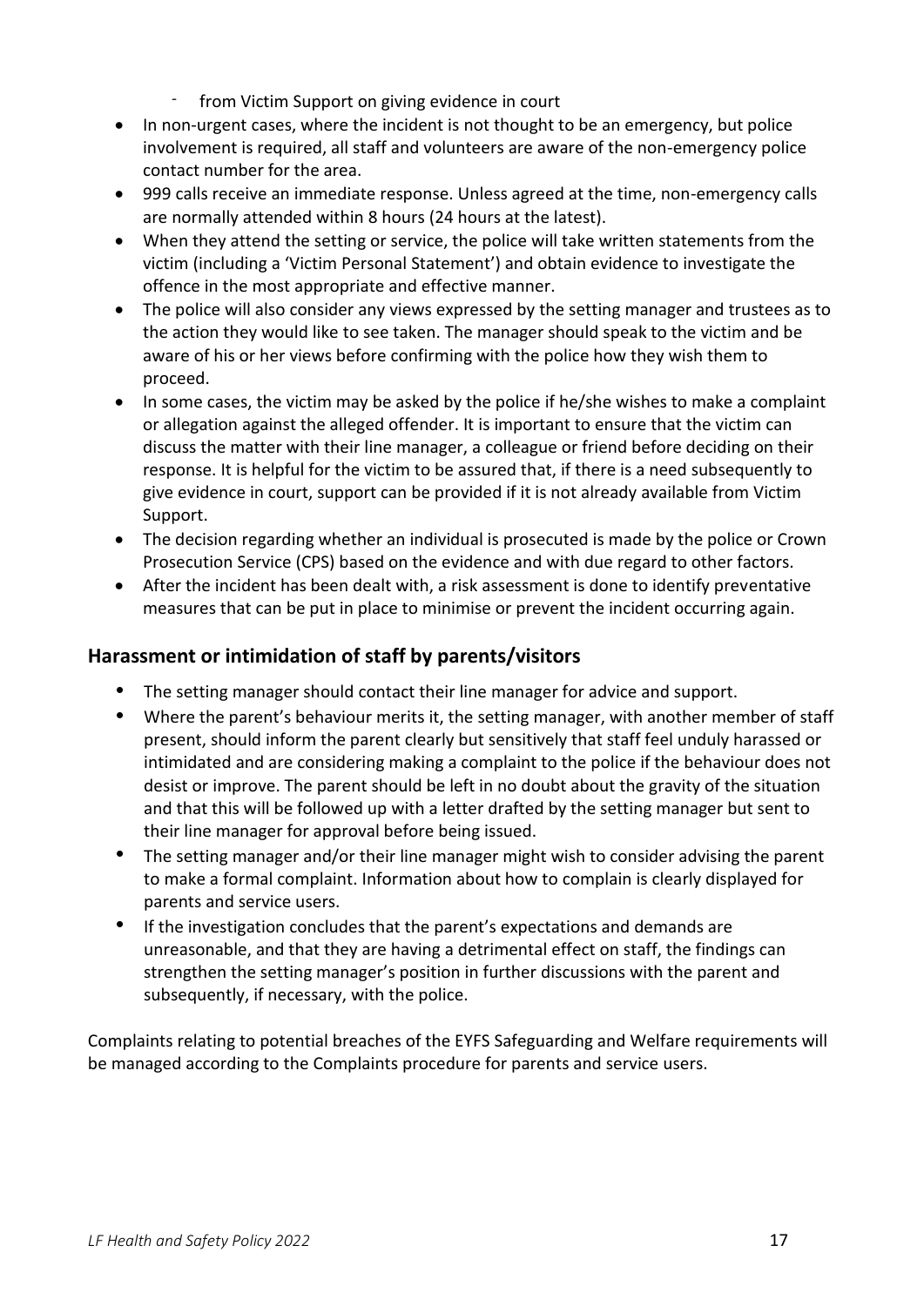- from Victim Support on giving evidence in court
- In non-urgent cases, where the incident is not thought to be an emergency, but police involvement is required, all staff and volunteers are aware of the non-emergency police contact number for the area.
- 999 calls receive an immediate response. Unless agreed at the time, non-emergency calls are normally attended within 8 hours (24 hours at the latest).
- When they attend the setting or service, the police will take written statements from the victim (including a 'Victim Personal Statement') and obtain evidence to investigate the offence in the most appropriate and effective manner.
- The police will also consider any views expressed by the setting manager and trustees as to the action they would like to see taken. The manager should speak to the victim and be aware of his or her views before confirming with the police how they wish them to proceed.
- In some cases, the victim may be asked by the police if he/she wishes to make a complaint or allegation against the alleged offender. It is important to ensure that the victim can discuss the matter with their line manager, a colleague or friend before deciding on their response. It is helpful for the victim to be assured that, if there is a need subsequently to give evidence in court, support can be provided if it is not already available from Victim Support.
- The decision regarding whether an individual is prosecuted is made by the police or Crown Prosecution Service (CPS) based on the evidence and with due regard to other factors.
- After the incident has been dealt with, a risk assessment is done to identify preventative measures that can be put in place to minimise or prevent the incident occurring again.

## Harassment or intimidation of staff by parents/visitors

- The setting manager should contact their line manager for advice and support.
- Where the parent's behaviour merits it, the setting manager, with another member of staff present, should inform the parent clearly but sensitively that staff feel unduly harassed or intimidated and are considering making a complaint to the police if the behaviour does not desist or improve. The parent should be left in no doubt about the gravity of the situation and that this will be followed up with a letter drafted by the setting manager but sent to their line manager for approval before being issued.
- The setting manager and/or their line manager might wish to consider advising the parent to make a formal complaint. Information about how to complain is clearly displayed for parents and service users.
- If the investigation concludes that the parent's expectations and demands are unreasonable, and that they are having a detrimental effect on staff, the findings can strengthen the setting manager's position in further discussions with the parent and subsequently, if necessary, with the police.

Complaints relating to potential breaches of the EYFS Safeguarding and Welfare requirements will be managed according to the Complaints procedure for parents and service users.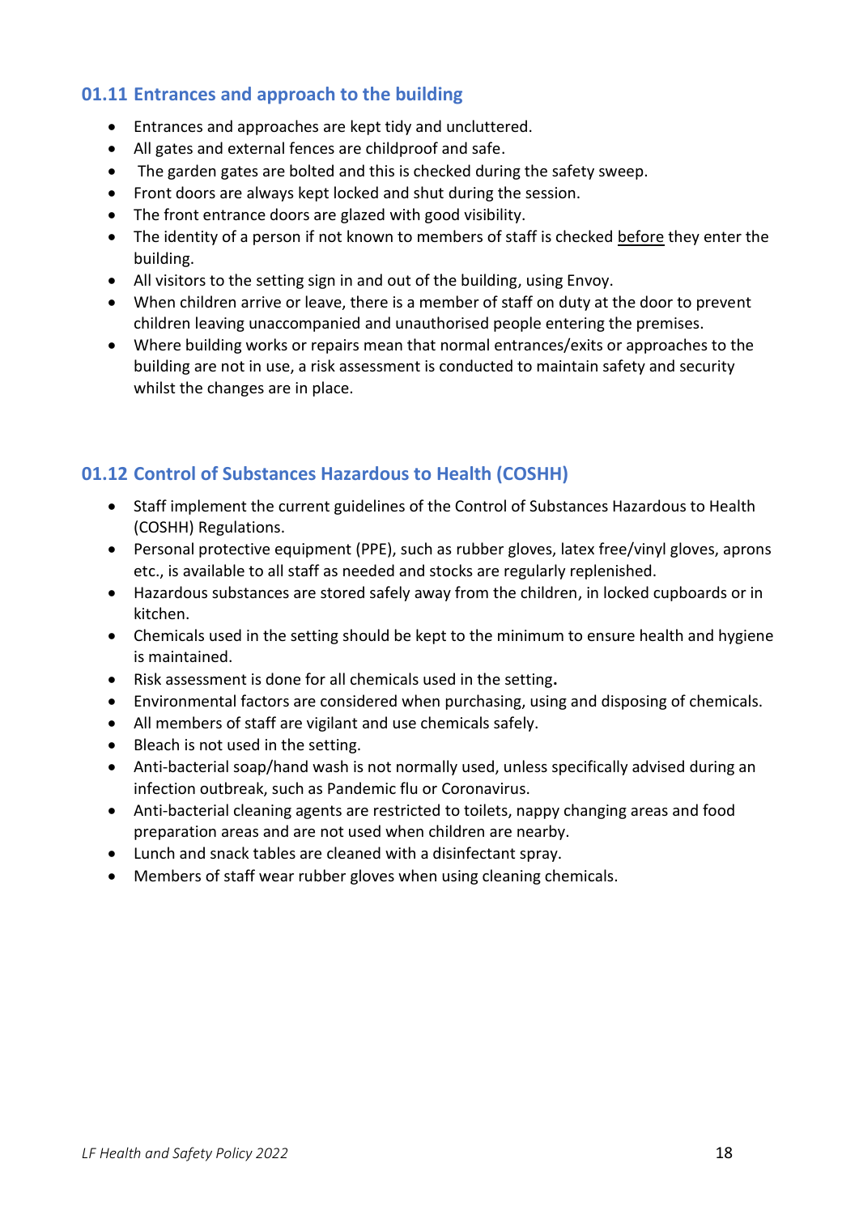## 01.11 Entrances and approach to the building

- Entrances and approaches are kept tidy and uncluttered.
- All gates and external fences are childproof and safe.
- The garden gates are bolted and this is checked during the safety sweep.
- Front doors are always kept locked and shut during the session.
- The front entrance doors are glazed with good visibility.
- The identity of a person if not known to members of staff is checked <u>before</u> they enter the building.
- All visitors to the setting sign in and out of the building, using Envoy.
- When children arrive or leave, there is a member of staff on duty at the door to prevent children leaving unaccompanied and unauthorised people entering the premises.
- Where building works or repairs mean that normal entrances/exits or approaches to the building are not in use, a risk assessment is conducted to maintain safety and security whilst the changes are in place.

## 01.12 Control of Substances Hazardous to Health (COSHH)

- Staff implement the current guidelines of the Control of Substances Hazardous to Health (COSHH) Regulations.
- Personal protective equipment (PPE), such as rubber gloves, latex free/vinyl gloves, aprons etc., is available to all staff as needed and stocks are regularly replenished.
- Hazardous substances are stored safely away from the children, in locked cupboards or in kitchen.
- Chemicals used in the setting should be kept to the minimum to ensure health and hygiene is maintained.
- Risk assessment is done for all chemicals used in the setting.
- Environmental factors are considered when purchasing, using and disposing of chemicals.
- All members of staff are vigilant and use chemicals safely.
- Bleach is not used in the setting.
- Anti-bacterial soap/hand wash is not normally used, unless specifically advised during an infection outbreak, such as Pandemic flu or Coronavirus.
- Anti-bacterial cleaning agents are restricted to toilets, nappy changing areas and food preparation areas and are not used when children are nearby.
- Lunch and snack tables are cleaned with a disinfectant spray.
- Members of staff wear rubber gloves when using cleaning chemicals.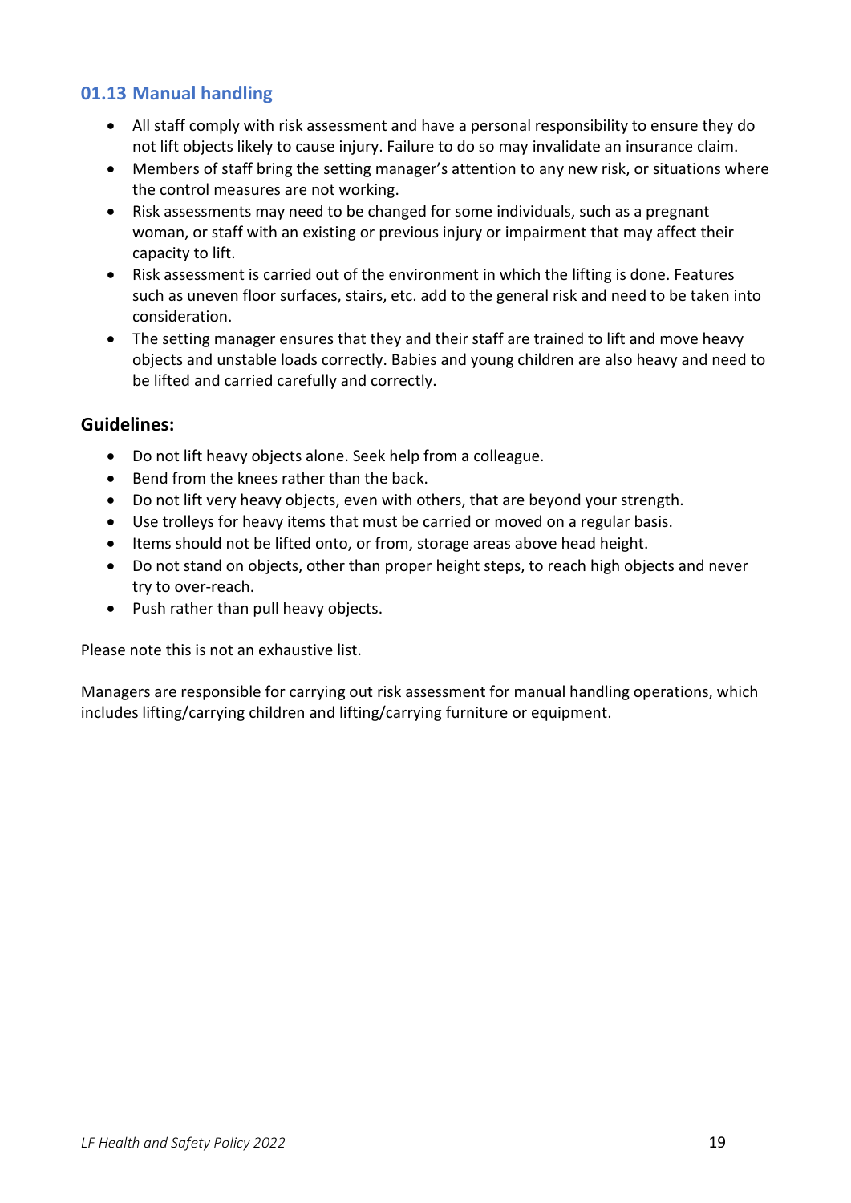## 01.13 Manual handling

- All staff comply with risk assessment and have a personal responsibility to ensure they do not lift objects likely to cause injury. Failure to do so may invalidate an insurance claim.
- Members of staff bring the setting manager's attention to any new risk, or situations where the control measures are not working.
- Risk assessments may need to be changed for some individuals, such as a pregnant woman, or staff with an existing or previous injury or impairment that may affect their capacity to lift.
- Risk assessment is carried out of the environment in which the lifting is done. Features such as uneven floor surfaces, stairs, etc. add to the general risk and need to be taken into consideration.
- The setting manager ensures that they and their staff are trained to lift and move heavy objects and unstable loads correctly. Babies and young children are also heavy and need to be lifted and carried carefully and correctly.

### Guidelines:

- Do not lift heavy objects alone. Seek help from a colleague.
- Bend from the knees rather than the back.
- Do not lift very heavy objects, even with others, that are beyond your strength.
- Use trolleys for heavy items that must be carried or moved on a regular basis.
- Items should not be lifted onto, or from, storage areas above head height.
- Do not stand on objects, other than proper height steps, to reach high objects and never try to over-reach.
- Push rather than pull heavy objects.

Please note this is not an exhaustive list.

Managers are responsible for carrying out risk assessment for manual handling operations, which includes lifting/carrying children and lifting/carrying furniture or equipment.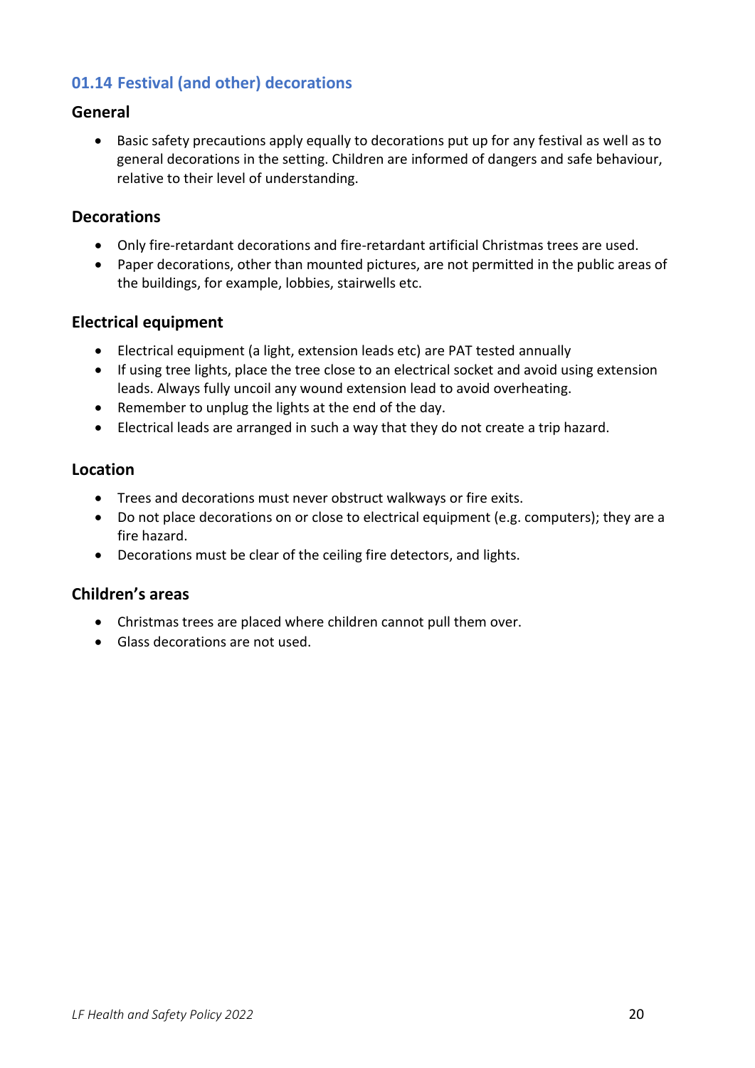## 01.14 Festival (and other) decorations

### General

- Basic safety precautions apply equally to decorations put up for any festival as well as to general decorations in the setting. Children are informed of dangers and safe behaviour, relative to their level of understanding.

### Decorations

- Only fire-retardant decorations and fire-retardant artificial Christmas trees are used.
- Paper decorations, other than mounted pictures, are not permitted in the public areas of the buildings, for example, lobbies, stairwells etc.

### Electrical equipment

- Electrical equipment (a light, extension leads etc) are PAT tested annually
- If using tree lights, place the tree close to an electrical socket and avoid using extension leads. Always fully uncoil any wound extension lead to avoid overheating.
- Remember to unplug the lights at the end of the day.
- Electrical leads are arranged in such a way that they do not create a trip hazard.

### Location

- Trees and decorations must never obstruct walkways or fire exits.
- Do not place decorations on or close to electrical equipment (e.g. computers); they are a fire hazard.
- Decorations must be clear of the ceiling fire detectors, and lights.

### Children's areas

- Christmas trees are placed where children cannot pull them over.
- Glass decorations are not used.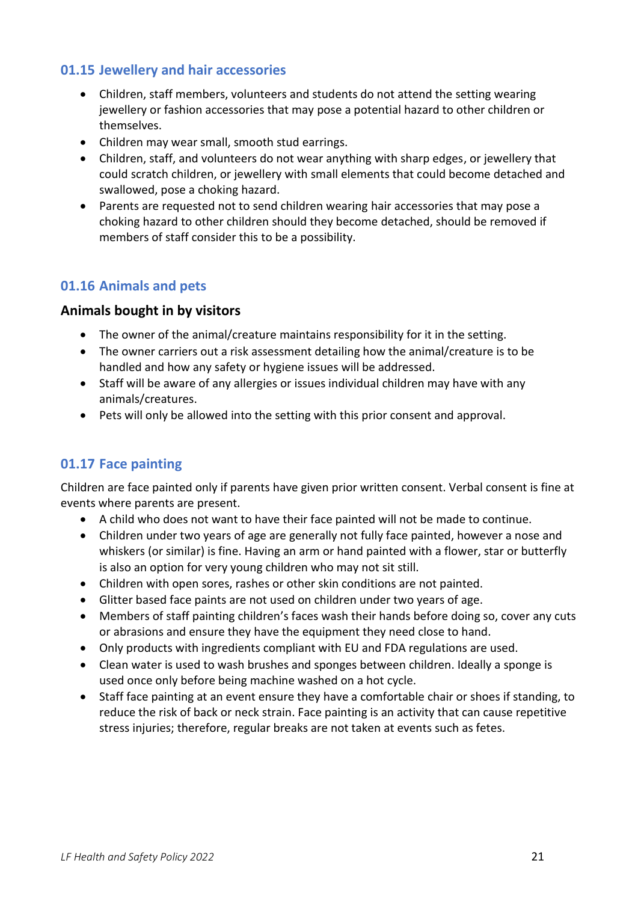## 01.15 Jewellery and hair accessories

- Children, staff members, volunteers and students do not attend the setting wearing jewellery or fashion accessories that may pose a potential hazard to other children or themselves.
- Children may wear small, smooth stud earrings.
- Children, staff, and volunteers do not wear anything with sharp edges, or jewellery that could scratch children, or jewellery with small elements that could become detached and swallowed, pose a choking hazard.
- Parents are requested not to send children wearing hair accessories that may pose a choking hazard to other children should they become detached, should be removed if members of staff consider this to be a possibility.

## 01.16 Animals and pets

### Animals bought in by visitors

- The owner of the animal/creature maintains responsibility for it in the setting.
- The owner carriers out a risk assessment detailing how the animal/creature is to be handled and how any safety or hygiene issues will be addressed.
- Staff will be aware of any allergies or issues individual children may have with any animals/creatures.
- Pets will only be allowed into the setting with this prior consent and approval.

## 01.17 Face painting

Children are face painted only if parents have given prior written consent. Verbal consent is fine at events where parents are present.

- A child who does not want to have their face painted will not be made to continue.
- Children under two years of age are generally not fully face painted, however a nose and whiskers (or similar) is fine. Having an arm or hand painted with a flower, star or butterfly is also an option for very young children who may not sit still.
- Children with open sores, rashes or other skin conditions are not painted.
- Glitter based face paints are not used on children under two years of age.
- Members of staff painting children's faces wash their hands before doing so, cover any cuts or abrasions and ensure they have the equipment they need close to hand.
- Only products with ingredients compliant with EU and FDA regulations are used.
- Clean water is used to wash brushes and sponges between children. Ideally a sponge is used once only before being machine washed on a hot cycle.
- Staff face painting at an event ensure they have a comfortable chair or shoes if standing, to reduce the risk of back or neck strain. Face painting is an activity that can cause repetitive stress injuries; therefore, regular breaks are not taken at events such as fetes.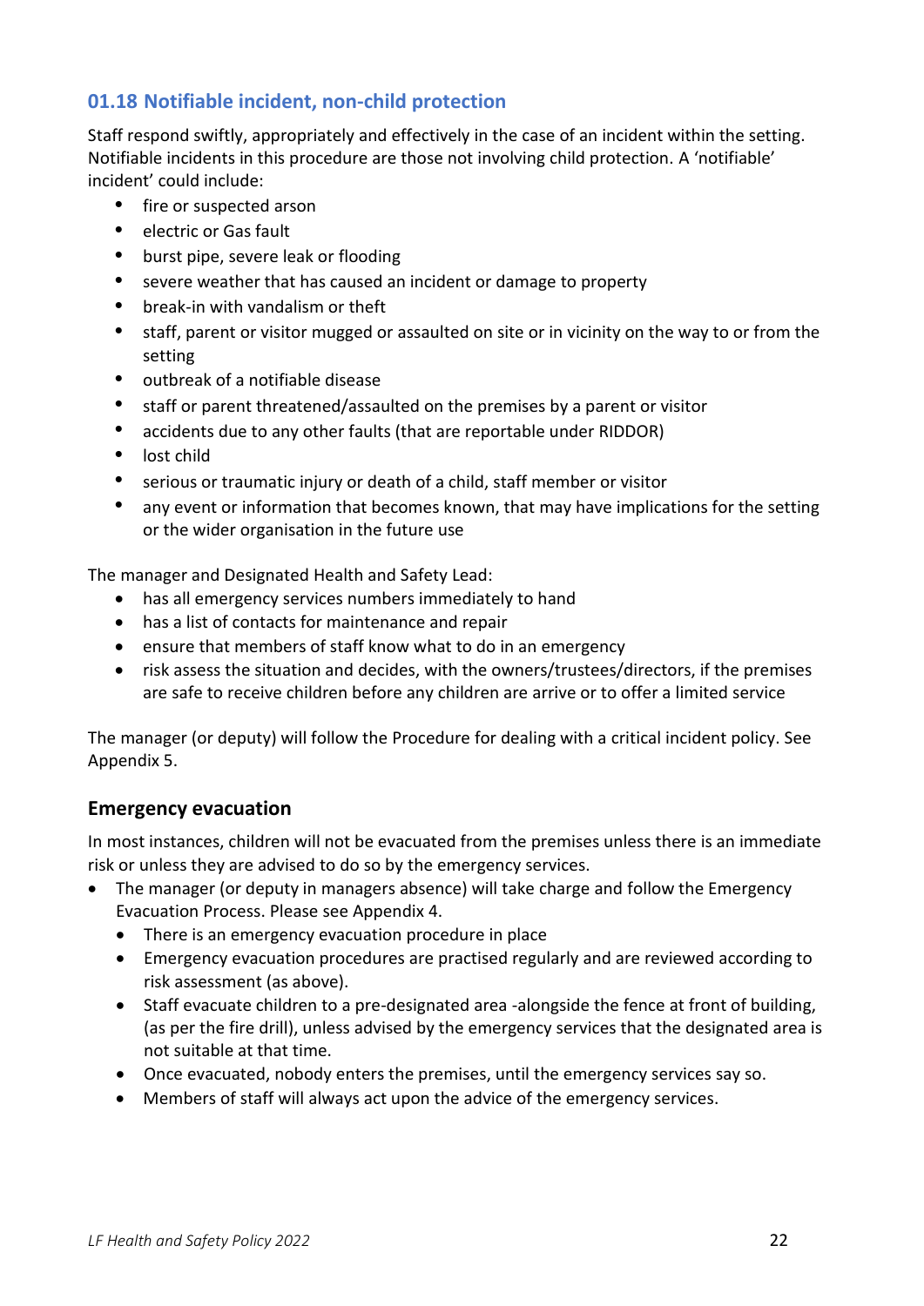## 01.18 Notifiable incident, non-child protection

Staff respond swiftly, appropriately and effectively in the case of an incident within the setting. Notifiable incidents in this procedure are those not involving child protection. A 'notifiable' incident' could include:

- fire or suspected arson
- electric or Gas fault
- burst pipe, severe leak or flooding
- severe weather that has caused an incident or damage to property
- break-in with vandalism or theft
- staff, parent or visitor mugged or assaulted on site or in vicinity on the way to or from the setting
- outbreak of a notifiable disease
- staff or parent threatened/assaulted on the premises by a parent or visitor
- accidents due to any other faults (that are reportable under RIDDOR)
- lost child
- serious or traumatic injury or death of a child, staff member or visitor
- any event or information that becomes known, that may have implications for the setting or the wider organisation in the future use

The manager and Designated Health and Safety Lead:

- has all emergency services numbers immediately to hand
- has a list of contacts for maintenance and repair
- ensure that members of staff know what to do in an emergency
- risk assess the situation and decides, with the owners/trustees/directors, if the premises are safe to receive children before any children are arrive or to offer a limited service

The manager (or deputy) will follow the Procedure for dealing with a critical incident policy. See Appendix 5.

### Emergency evacuation

In most instances, children will not be evacuated from the premises unless there is an immediate risk or unless they are advised to do so by the emergency services.

- The manager (or deputy in managers absence) will take charge and follow the Emergency Evacuation Process. Please see Appendix 4.
  - There is an emergency evacuation procedure in place
  - Emergency evacuation procedures are practised regularly and are reviewed according to risk assessment (as above).
  - Staff evacuate children to a pre-designated area -alongside the fence at front of building, (as per the fire drill), unless advised by the emergency services that the designated area is not suitable at that time.
  - Once evacuated, nobody enters the premises, until the emergency services say so.
  - Members of staff will always act upon the advice of the emergency services.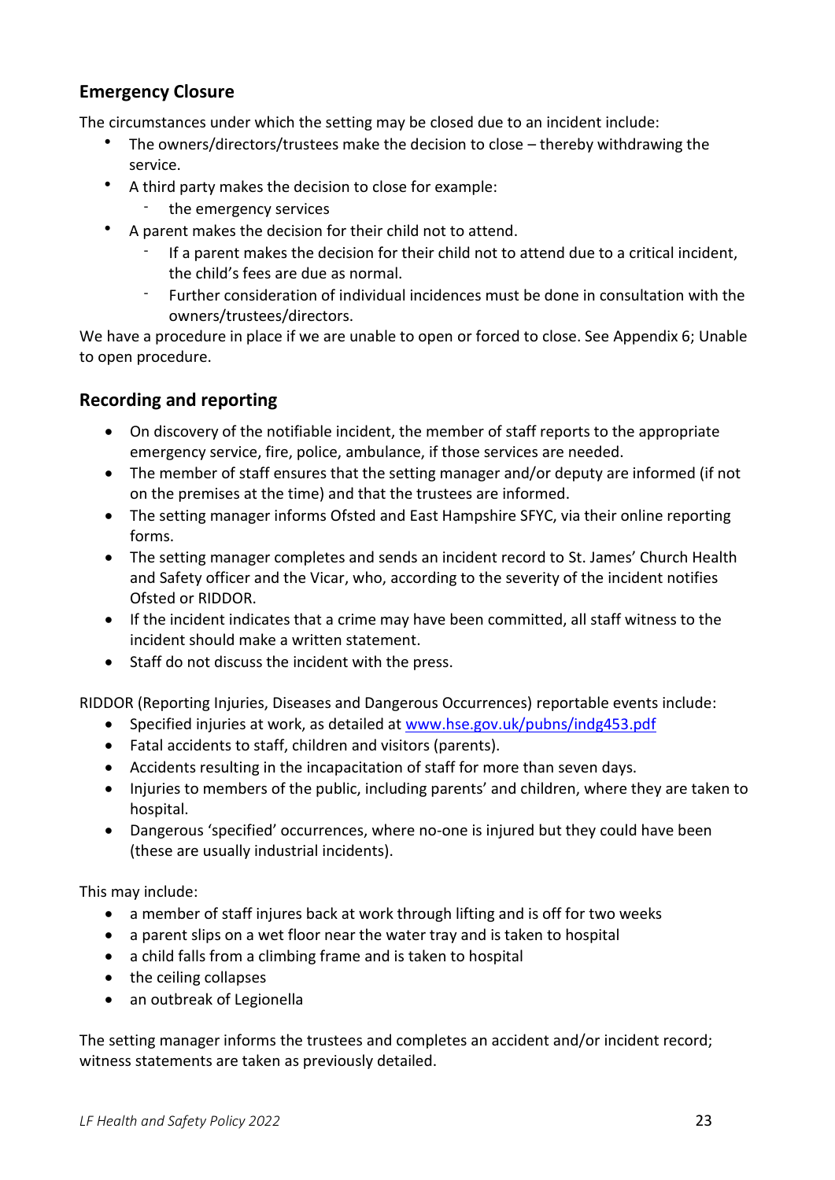## Emergency Closure

The circumstances under which the setting may be closed due to an incident include:

- The owners/directors/trustees make the decision to close – thereby withdrawing the service.
- A third party makes the decision to close for example:
    - the emergency services
- A parent makes the decision for their child not to attend.
    - If a parent makes the decision for their child not to attend due to a critical incident, the child's fees are due as normal.
    - Further consideration of individual incidences must be done in consultation with the owners/trustees/directors.

We have a procedure in place if we are unable to open or forced to close. See Appendix 6; Unable to open procedure.

## Recording and reporting

- On discovery of the notifiable incident, the member of staff reports to the appropriate emergency service, fire, police, ambulance, if those services are needed.
- The member of staff ensures that the setting manager and/or deputy are informed (if not on the premises at the time) and that the trustees are informed.
- The setting manager informs Ofsted and East Hampshire SFYC, via their online reporting forms.
- The setting manager completes and sends an incident record to St. James' Church Health and Safety officer and the Vicar, who, according to the severity of the incident notifies Ofsted or RIDDOR.
- If the incident indicates that a crime may have been committed, all staff witness to the incident should make a written statement.
- Staff do not discuss the incident with the press.

RIDDOR (Reporting Injuries, Diseases and Dangerous Occurrences) reportable events include:

- Specified injuries at work, as detailed at [www.hse.gov.uk/pubns/indg453.pdf](www.hse.gov.uk/pubns/indg453.pdf)
- Fatal accidents to staff, children and visitors (parents).
- Accidents resulting in the incapacitation of staff for more than seven days.
- Injuries to members of the public, including parents' and children, where they are taken to hospital.
- Dangerous 'specified' occurrences, where no-one is injured but they could have been (these are usually industrial incidents).

This may include:

- a member of staff injures back at work through lifting and is off for two weeks
- a parent slips on a wet floor near the water tray and is taken to hospital
- a child falls from a climbing frame and is taken to hospital
- the ceiling collapses
- an outbreak of Legionella

The setting manager informs the trustees and completes an accident and/or incident record; witness statements are taken as previously detailed.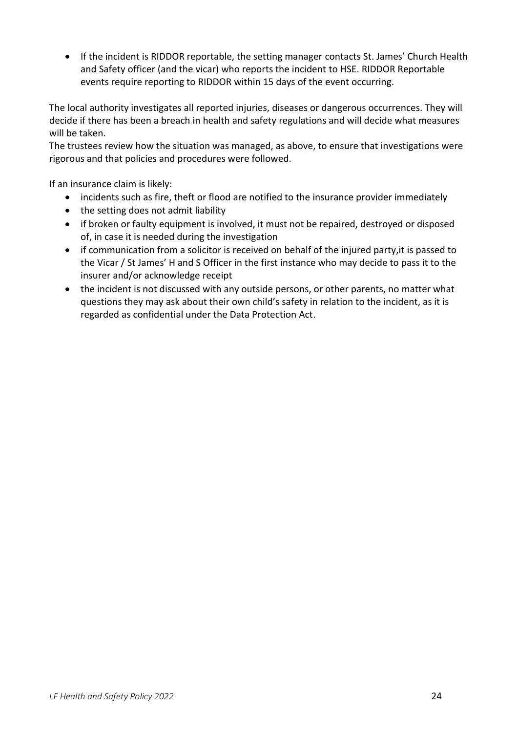- If the incident is RIDDOR reportable, the setting manager contacts St. James' Church Health and Safety officer (and the vicar) who reports the incident to HSE. RIDDOR Reportable events require reporting to RIDDOR within 15 days of the event occurring.

The local authority investigates all reported injuries, diseases or dangerous occurrences. They will decide if there has been a breach in health and safety regulations and will decide what measures will be taken.
The trustees review how the situation was managed, as above, to ensure that investigations were rigorous and that policies and procedures were followed.

If an insurance claim is likely:

- incidents such as fire, theft or flood are notified to the insurance provider immediately
- the setting does not admit liability
- if broken or faulty equipment is involved, it must not be repaired, destroyed or disposed of, in case it is needed during the investigation
- if communication from a solicitor is received on behalf of the injured party,it is passed to the Vicar / St James' H and S Officer in the first instance who may decide to pass it to the insurer and/or acknowledge receipt
- the incident is not discussed with any outside persons, or other parents, no matter what questions they may ask about their own child's safety in relation to the incident, as it is regarded as confidential under the Data Protection Act.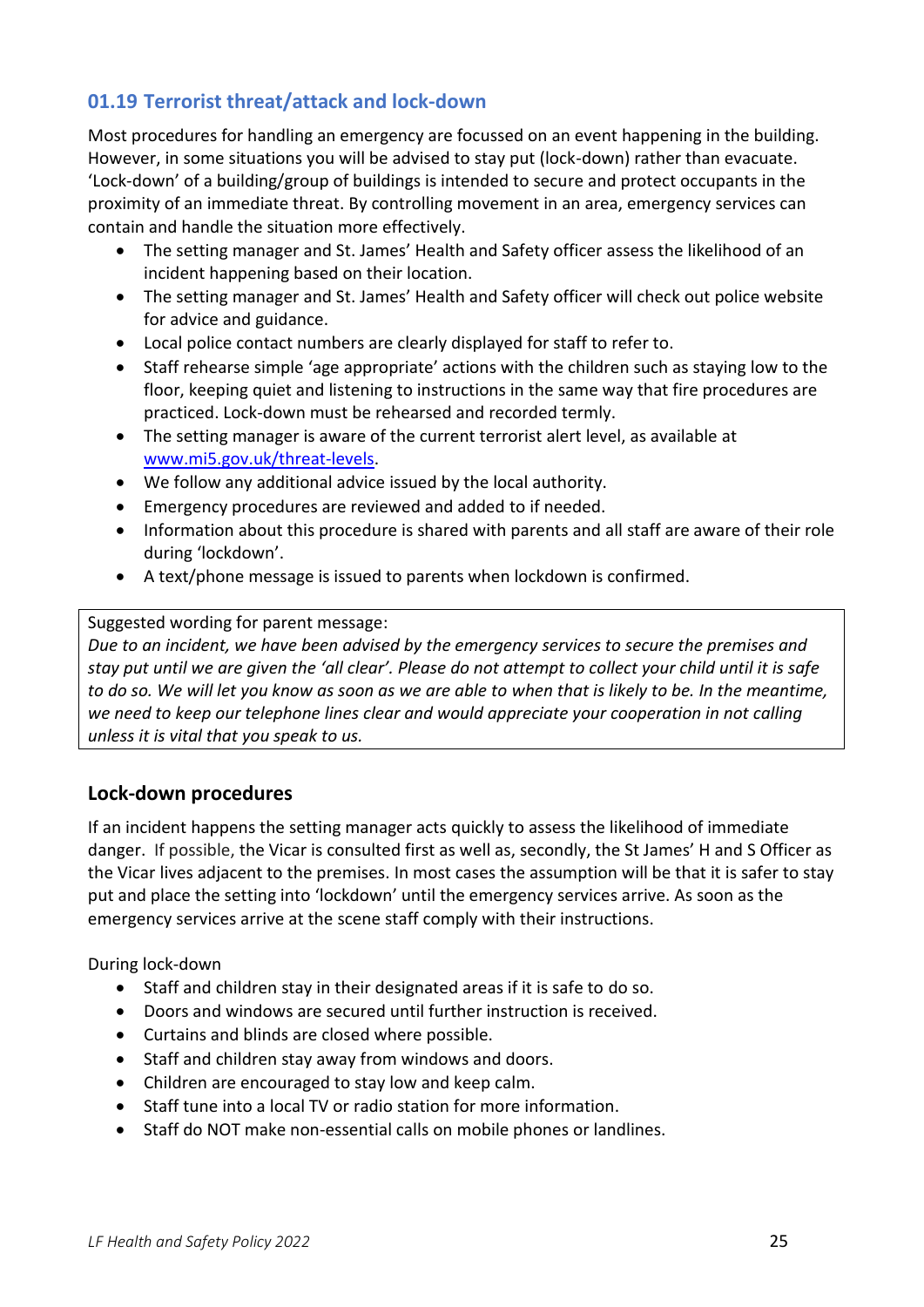## 01.19 Terrorist threat/attack and lock-down

Most procedures for handling an emergency are focussed on an event happening in the building. However, in some situations you will be advised to stay put (lock-down) rather than evacuate. 'Lock-down' of a building/group of buildings is intended to secure and protect occupants in the proximity of an immediate threat. By controlling movement in an area, emergency services can contain and handle the situation more effectively.

- The setting manager and St. James' Health and Safety officer assess the likelihood of an incident happening based on their location.
- The setting manager and St. James' Health and Safety officer will check out police website for advice and guidance.
- Local police contact numbers are clearly displayed for staff to refer to.
- Staff rehearse simple 'age appropriate' actions with the children such as staying low to the floor, keeping quiet and listening to instructions in the same way that fire procedures are practiced. Lock-down must be rehearsed and recorded termly.
- The setting manager is aware of the current terrorist alert level, as available at [www.mi5.gov.uk/threat-levels](http://www.mi5.gov.uk/threat-levels).
- We follow any additional advice issued by the local authority.
- Emergency procedures are reviewed and added to if needed.
- Information about this procedure is shared with parents and all staff are aware of their role during 'lockdown'.
- A text/phone message is issued to parents when lockdown is confirmed.

> Suggested wording for parent message:
> *Due to an incident, we have been advised by the emergency services to secure the premises and stay put until we are given the 'all clear'. Please do not attempt to collect your child until it is safe to do so. We will let you know as soon as we are able to when that is likely to be. In the meantime, we need to keep our telephone lines clear and would appreciate your cooperation in not calling unless it is vital that you speak to us.*

### Lock-down procedures

If an incident happens the setting manager acts quickly to assess the likelihood of immediate danger. If possible, the Vicar is consulted first as well as, secondly, the St James' H and S Officer as the Vicar lives adjacent to the premises. In most cases the assumption will be that it is safer to stay put and place the setting into 'lockdown' until the emergency services arrive. As soon as the emergency services arrive at the scene staff comply with their instructions.

During lock-down

- Staff and children stay in their designated areas if it is safe to do so.
- Doors and windows are secured until further instruction is received.
- Curtains and blinds are closed where possible.
- Staff and children stay away from windows and doors.
- Children are encouraged to stay low and keep calm.
- Staff tune into a local TV or radio station for more information.
- Staff do NOT make non-essential calls on mobile phones or landlines.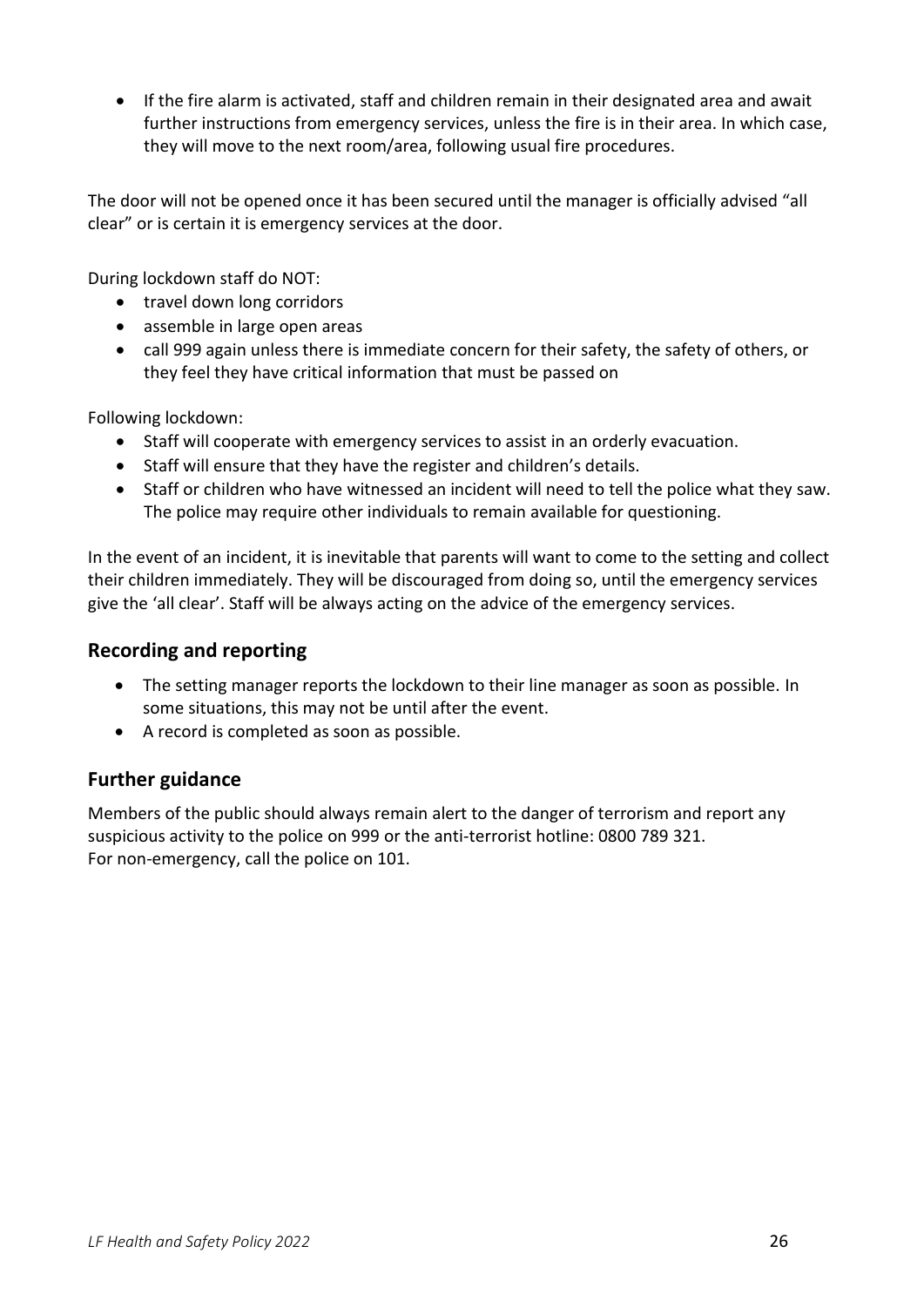- If the fire alarm is activated, staff and children remain in their designated area and await further instructions from emergency services, unless the fire is in their area. In which case, they will move to the next room/area, following usual fire procedures.

The door will not be opened once it has been secured until the manager is officially advised "all clear" or is certain it is emergency services at the door.

During lockdown staff do NOT:

- travel down long corridors
- assemble in large open areas
- call 999 again unless there is immediate concern for their safety, the safety of others, or they feel they have critical information that must be passed on

Following lockdown:

- Staff will cooperate with emergency services to assist in an orderly evacuation.
- Staff will ensure that they have the register and children's details.
- Staff or children who have witnessed an incident will need to tell the police what they saw. The police may require other individuals to remain available for questioning.

In the event of an incident, it is inevitable that parents will want to come to the setting and collect their children immediately. They will be discouraged from doing so, until the emergency services give the 'all clear'. Staff will be always acting on the advice of the emergency services.

## Recording and reporting

- The setting manager reports the lockdown to their line manager as soon as possible. In some situations, this may not be until after the event.
- A record is completed as soon as possible.

## Further guidance

Members of the public should always remain alert to the danger of terrorism and report any suspicious activity to the police on 999 or the anti-terrorist hotline: 0800 789 321.
For non-emergency, call the police on 101.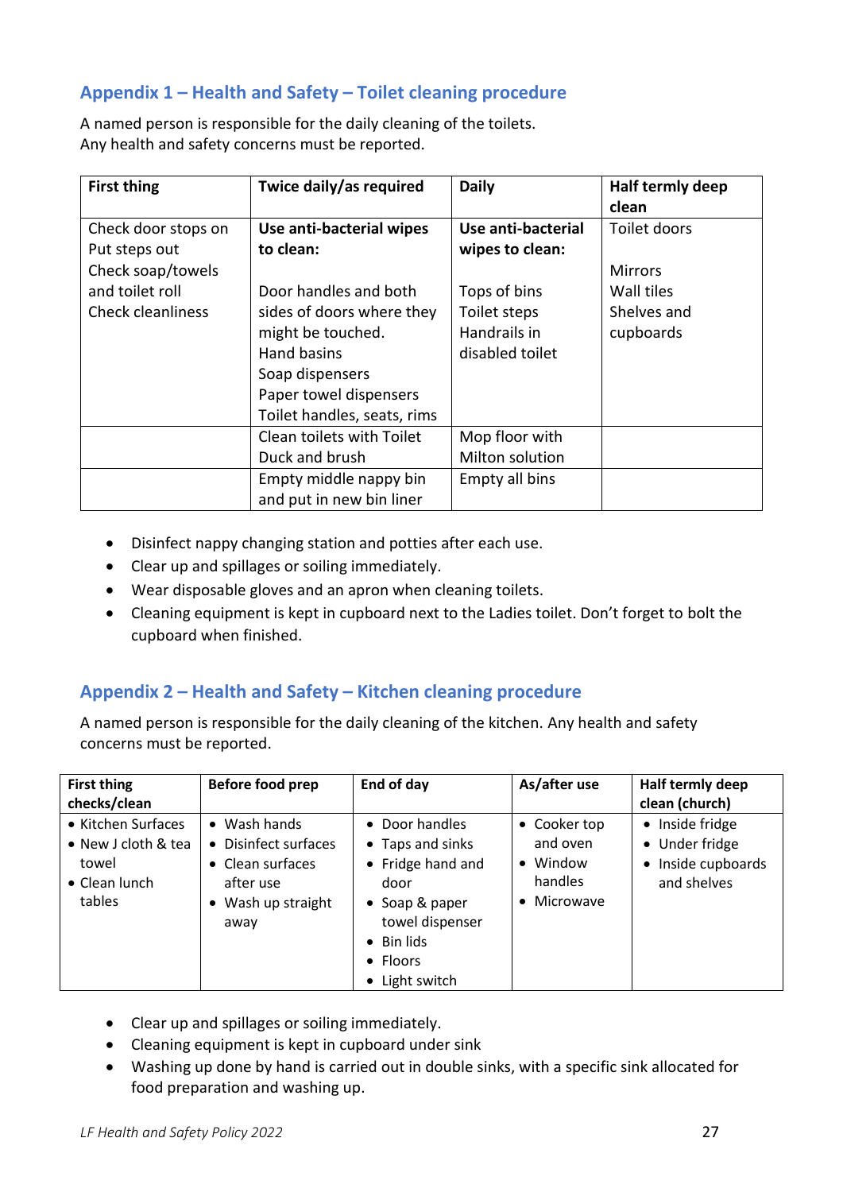## Appendix 1 – Health and Safety – Toilet cleaning procedure

A named person is responsible for the daily cleaning of the toilets.
Any health and safety concerns must be reported.

| First thing | Twice daily/as required | Daily | Half termly deep clean |
|---|---|---|---|
| Check door stops on<br>Put steps out<br>Check soap/towels and toilet roll<br>Check cleanliness | **Use anti-bacterial wipes to clean:**<br><br>Door handles and both sides of doors where they might be touched.<br>Hand basins<br>Soap dispensers<br>Paper towel dispensers<br>Toilet handles, seats, rims | **Use anti-bacterial wipes to clean:**<br><br>Tops of bins<br>Toilet steps<br>Handrails in disabled toilet | Toilet doors<br><br>Mirrors<br>Wall tiles<br>Shelves and cupboards |
| | Clean toilets with Toilet Duck and brush | Mop floor with Milton solution | |
| | Empty middle nappy bin and put in new bin liner | Empty all bins | |

- Disinfect nappy changing station and potties after each use.
- Clear up and spillages or soiling immediately.
- Wear disposable gloves and an apron when cleaning toilets.
- Cleaning equipment is kept in cupboard next to the Ladies toilet. Don't forget to bolt the cupboard when finished.

## Appendix 2 – Health and Safety – Kitchen cleaning procedure

A named person is responsible for the daily cleaning of the kitchen. Any health and safety concerns must be reported.

| First thing checks/clean | Before food prep | End of day | As/after use | Half termly deep clean (church) |
|---|---|---|---|---|
| • Kitchen Surfaces<br>• New J cloth & tea towel<br>• Clean lunch tables | • Wash hands<br>• Disinfect surfaces<br>• Clean surfaces after use<br>• Wash up straight away | • Door handles<br>• Taps and sinks<br>• Fridge hand and door<br>• Soap & paper towel dispenser<br>• Bin lids<br>• Floors<br>• Light switch | • Cooker top and oven<br>• Window handles<br>• Microwave | • Inside fridge<br>• Under fridge<br>• Inside cupboards and shelves |

- Clear up and spillages or soiling immediately.
- Cleaning equipment is kept in cupboard under sink
- Washing up done by hand is carried out in double sinks, with a specific sink allocated for food preparation and washing up.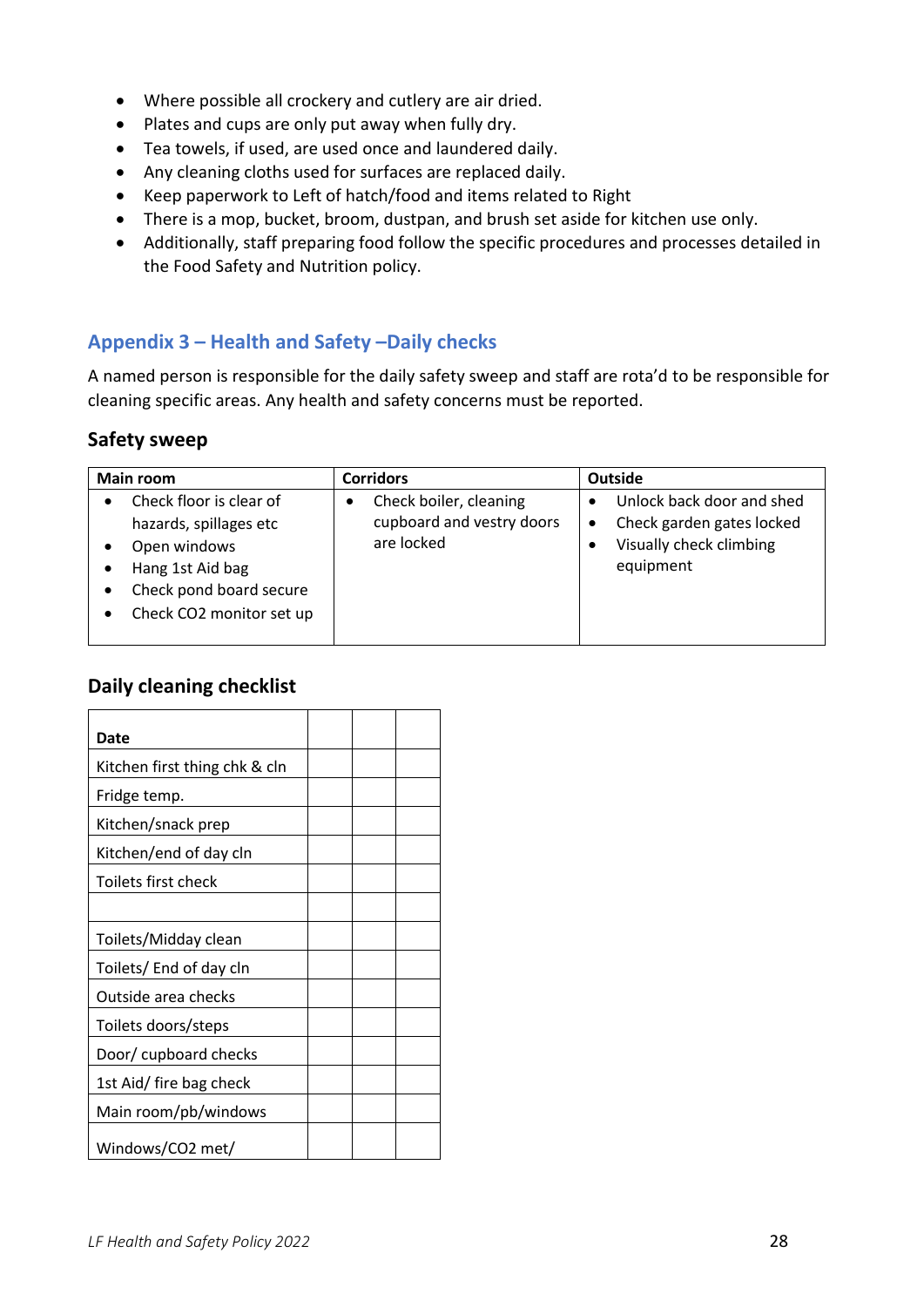- Where possible all crockery and cutlery are air dried.
- Plates and cups are only put away when fully dry.
- Tea towels, if used, are used once and laundered daily.
- Any cleaning cloths used for surfaces are replaced daily.
- Keep paperwork to Left of hatch/food and items related to Right
- There is a mop, bucket, broom, dustpan, and brush set aside for kitchen use only.
- Additionally, staff preparing food follow the specific procedures and processes detailed in the Food Safety and Nutrition policy.

## Appendix 3 – Health and Safety –Daily checks

A named person is responsible for the daily safety sweep and staff are rota'd to be responsible for cleaning specific areas. Any health and safety concerns must be reported.

### Safety sweep

| Main room | Corridors | Outside |
|---|---|---|
| • Check floor is clear of hazards, spillages etc<br>• Open windows<br>• Hang 1st Aid bag<br>• Check pond board secure<br>• Check $CO_2$ monitor set up | • Check boiler, cleaning cupboard and vestry doors are locked | • Unlock back door and shed<br>• Check garden gates locked<br>• Visually check climbing equipment |

### Daily cleaning checklist

| Date | | | |
|---|---|---|---|
| Kitchen first thing chk & cln | | | |
| Fridge temp. | | | |
| Kitchen/snack prep | | | |
| Kitchen/end of day cln | | | |
| Toilets first check | | | |
| | | | |
| Toilets/Midday clean | | | |
| Toilets/ End of day cln | | | |
| Outside area checks | | | |
| Toilets doors/steps | | | |
| Door/ cupboard checks | | | |
| 1st Aid/ fire bag check | | | |
| Main room/pb/windows | | | |
| Windows/$CO_2$ met/ | | | |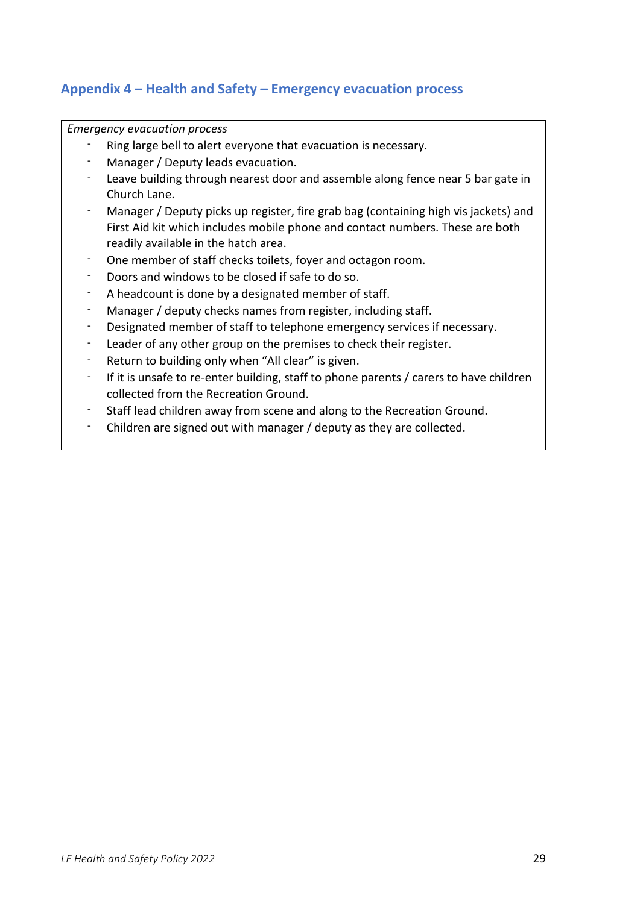## Appendix 4 – Health and Safety – Emergency evacuation process

*Emergency evacuation process*

- Ring large bell to alert everyone that evacuation is necessary.
- Manager / Deputy leads evacuation.
- Leave building through nearest door and assemble along fence near 5 bar gate in Church Lane.
- Manager / Deputy picks up register, fire grab bag (containing high vis jackets) and First Aid kit which includes mobile phone and contact numbers. These are both readily available in the hatch area.
- One member of staff checks toilets, foyer and octagon room.
- Doors and windows to be closed if safe to do so.
- A headcount is done by a designated member of staff.
- Manager / deputy checks names from register, including staff.
- Designated member of staff to telephone emergency services if necessary.
- Leader of any other group on the premises to check their register.
- Return to building only when "All clear" is given.
- If it is unsafe to re-enter building, staff to phone parents / carers to have children collected from the Recreation Ground.
- Staff lead children away from scene and along to the Recreation Ground.
- Children are signed out with manager / deputy as they are collected.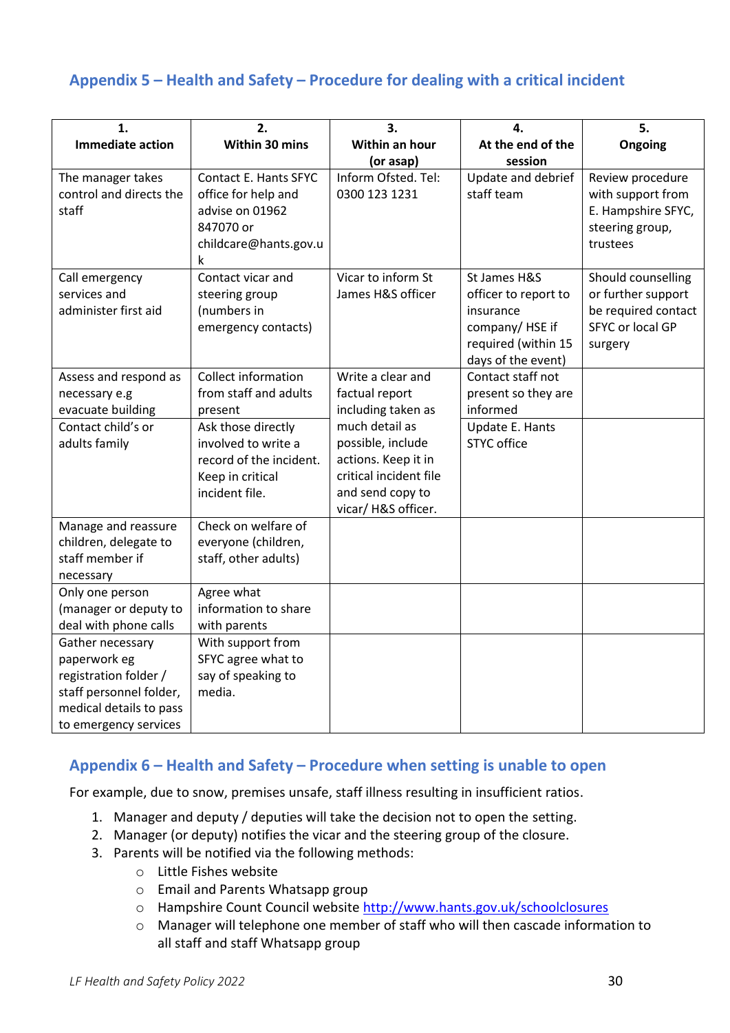## Appendix 5 – Health and Safety – Procedure for dealing with a critical incident

| 1. Immediate action | 2. Within 30 mins | 3. Within an hour (or asap) | 4. At the end of the session | 5. Ongoing |
|---|---|---|---|---|
| The manager takes control and directs the staff | Contact E. Hants SFYC office for help and advise on 01962 847070 or childcare@hants.gov.uk | Inform Ofsted. Tel: 0300 123 1231 | Update and debrief staff team | Review procedure with support from E. Hampshire SFYC, steering group, trustees |
| Call emergency services and administer first aid | Contact vicar and steering group (numbers in emergency contacts) | Vicar to inform St James H&S officer | St James H&S officer to report to insurance company/ HSE if required (within 15 days of the event) | Should counselling or further support be required contact SFYC or local GP surgery |
| Assess and respond as necessary e.g evacuate building | Collect information from staff and adults present | Write a clear and factual report including taken as much detail as possible, include actions. Keep it in critical incident file and send copy to vicar/ H&S officer. | Contact staff not present so they are informed | |
| Contact child's or adults family | Ask those directly involved to write a record of the incident. Keep in critical incident file. | | Update E. Hants STYC office | |
| Manage and reassure children, delegate to staff member if necessary | Check on welfare of everyone (children, staff, other adults) | | | |
| Only one person (manager or deputy to deal with phone calls | Agree what information to share with parents | | | |
| Gather necessary paperwork eg registration folder / staff personnel folder, medical details to pass to emergency services | With support from SFYC agree what to say of speaking to media. | | | |

## Appendix 6 – Health and Safety – Procedure when setting is unable to open

For example, due to snow, premises unsafe, staff illness resulting in insufficient ratios.

1. Manager and deputy / deputies will take the decision not to open the setting.
2. Manager (or deputy) notifies the vicar and the steering group of the closure.
3. Parents will be notified via the following methods:
   - Little Fishes website
   - Email and Parents Whatsapp group
   - Hampshire Count Council website http://www.hants.gov.uk/schoolclosures
   - Manager will telephone one member of staff who will then cascade information to all staff and staff Whatsapp group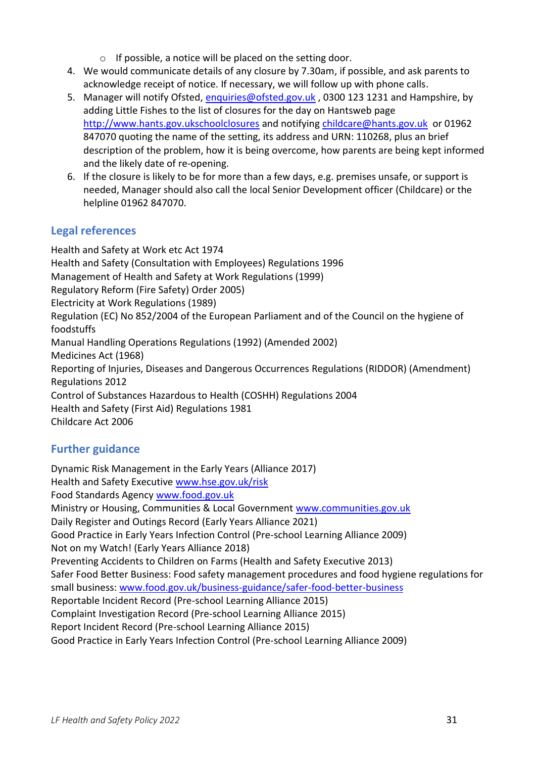- If possible, a notice will be placed on the setting door.

4. We would communicate details of any closure by 7.30am, if possible, and ask parents to acknowledge receipt of notice. If necessary, we will follow up with phone calls.
5. Manager will notify Ofsted, enquiries@ofsted.gov.uk , 0300 123 1231 and Hampshire, by adding Little Fishes to the list of closures for the day on Hantsweb page http://www.hants.gov.ukschoolclosures and notifying childcare@hants.gov.uk or 01962 847070 quoting the name of the setting, its address and URN: 110268, plus an brief description of the problem, how it is being overcome, how parents are being kept informed and the likely date of re-opening.
6. If the closure is likely to be for more than a few days, e.g. premises unsafe, or support is needed, Manager should also call the local Senior Development officer (Childcare) or the helpline 01962 847070.

## Legal references

Health and Safety at Work etc Act 1974
Health and Safety (Consultation with Employees) Regulations 1996
Management of Health and Safety at Work Regulations (1999)
Regulatory Reform (Fire Safety) Order 2005)
Electricity at Work Regulations (1989)
Regulation (EC) No 852/2004 of the European Parliament and of the Council on the hygiene of foodstuffs
Manual Handling Operations Regulations (1992) (Amended 2002)
Medicines Act (1968)
Reporting of Injuries, Diseases and Dangerous Occurrences Regulations (RIDDOR) (Amendment) Regulations 2012
Control of Substances Hazardous to Health (COSHH) Regulations 2004
Health and Safety (First Aid) Regulations 1981
Childcare Act 2006

## Further guidance

Dynamic Risk Management in the Early Years (Alliance 2017)
Health and Safety Executive www.hse.gov.uk/risk
Food Standards Agency www.food.gov.uk
Ministry or Housing, Communities & Local Government www.communities.gov.uk
Daily Register and Outings Record (Early Years Alliance 2021)
Good Practice in Early Years Infection Control (Pre-school Learning Alliance 2009)
Not on my Watch! (Early Years Alliance 2018)
Preventing Accidents to Children on Farms (Health and Safety Executive 2013)
Safer Food Better Business: Food safety management procedures and food hygiene regulations for small business: www.food.gov.uk/business-guidance/safer-food-better-business
Reportable Incident Record (Pre-school Learning Alliance 2015)
Complaint Investigation Record (Pre-school Learning Alliance 2015)
Report Incident Record (Pre-school Learning Alliance 2015)
Good Practice in Early Years Infection Control (Pre-school Learning Alliance 2009)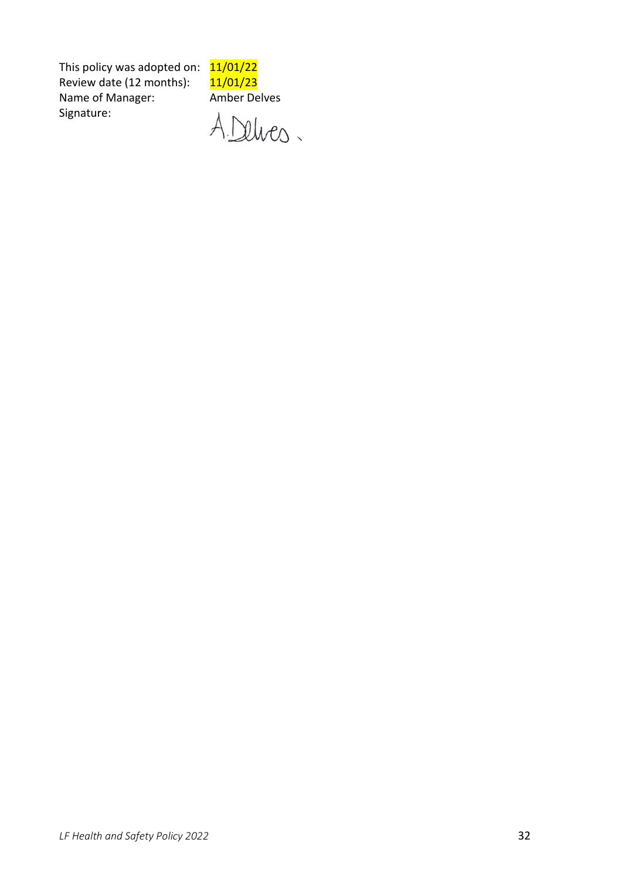This policy was adopted on: 11/01/22
Review date (12 months): 11/01/23
Name of Manager: Amber Delves
Signature: A. Delves.